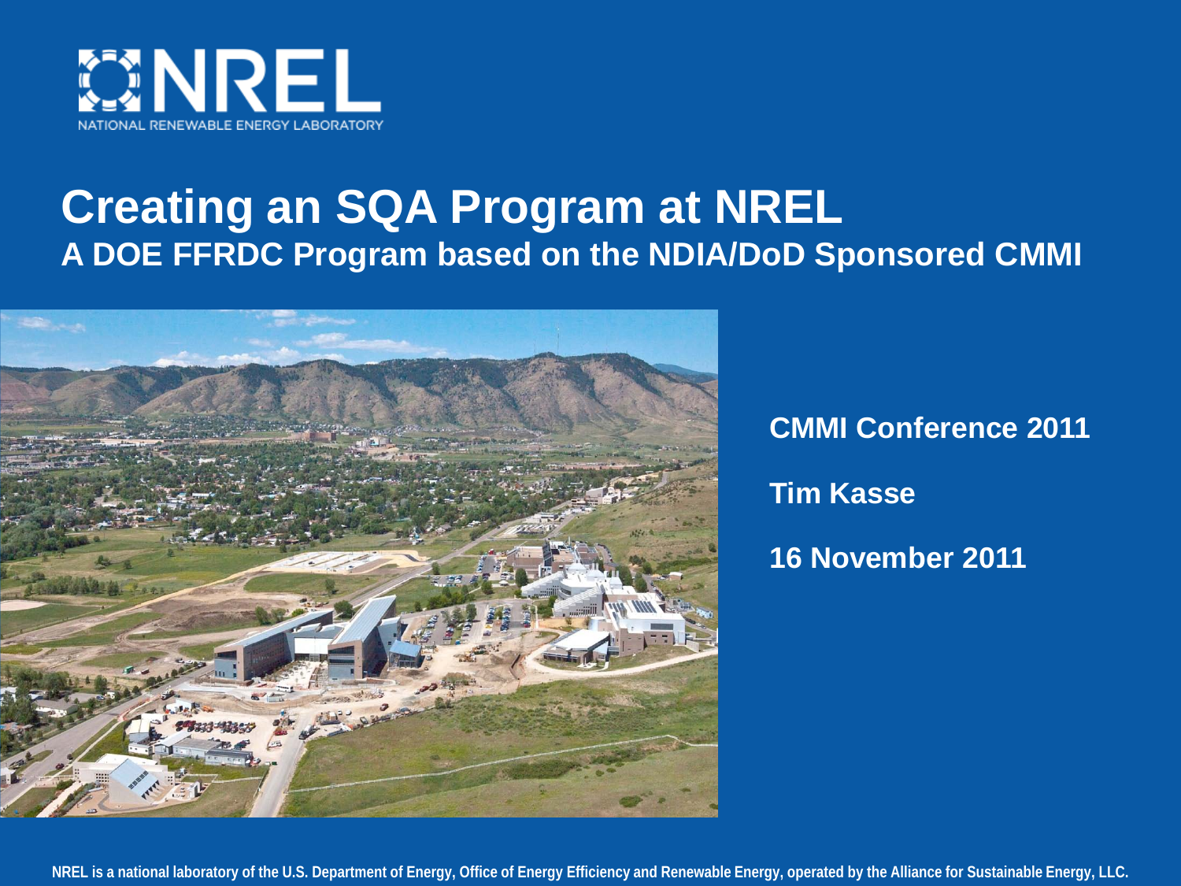NREL
NATIONAL RENEWABLE ENERGY LABORATORY

# Creating an SQA Program at NREL

## A DOE FFRDC Program based on the NDIA/DoD Sponsored CMMI

**CMMI Conference 2011**

**Tim Kasse**

**16 November 2011**

NREL is a national laboratory of the U.S. Department of Energy, Office of Energy Efficiency and Renewable Energy, operated by the Alliance for Sustainable Energy, LLC.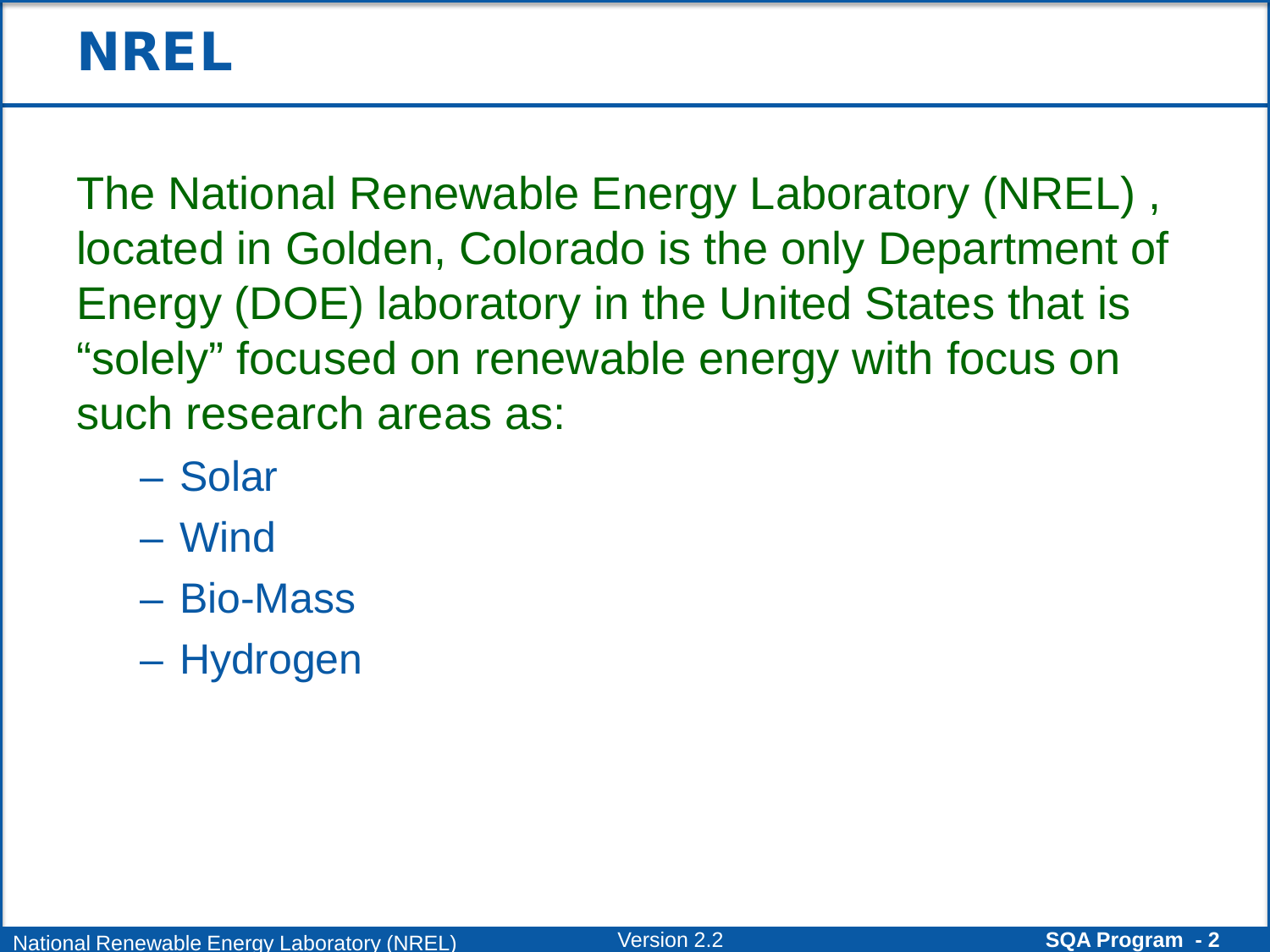# NREL

The National Renewable Energy Laboratory (NREL) , located in Golden, Colorado is the only Department of Energy (DOE) laboratory in the United States that is "solely" focused on renewable energy with focus on such research areas as:

- Solar
- Wind
- Bio-Mass
- Hydrogen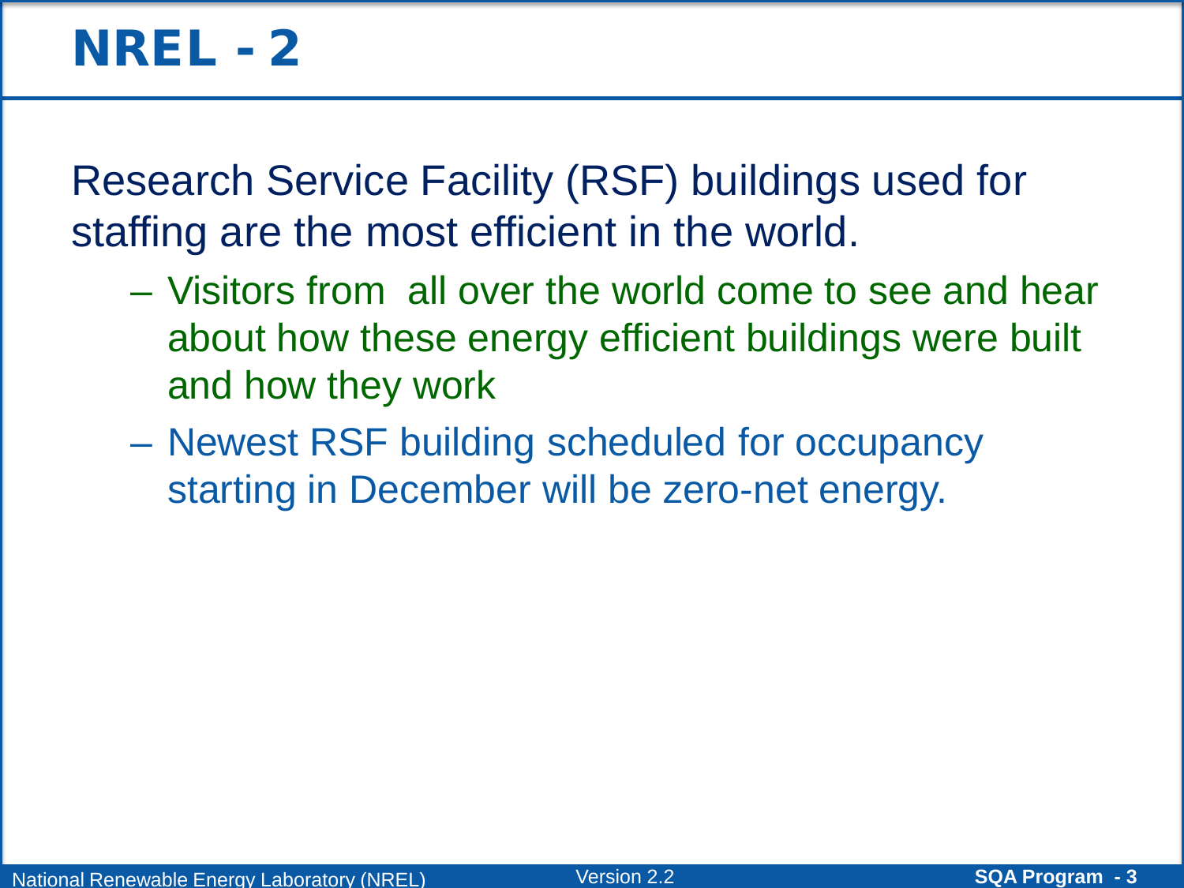# NREL - 2

Research Service Facility (RSF) buildings used for staffing are the most efficient in the world.

- Visitors from all over the world come to see and hear about how these energy efficient buildings were built and how they work
- Newest RSF building scheduled for occupancy starting in December will be zero-net energy.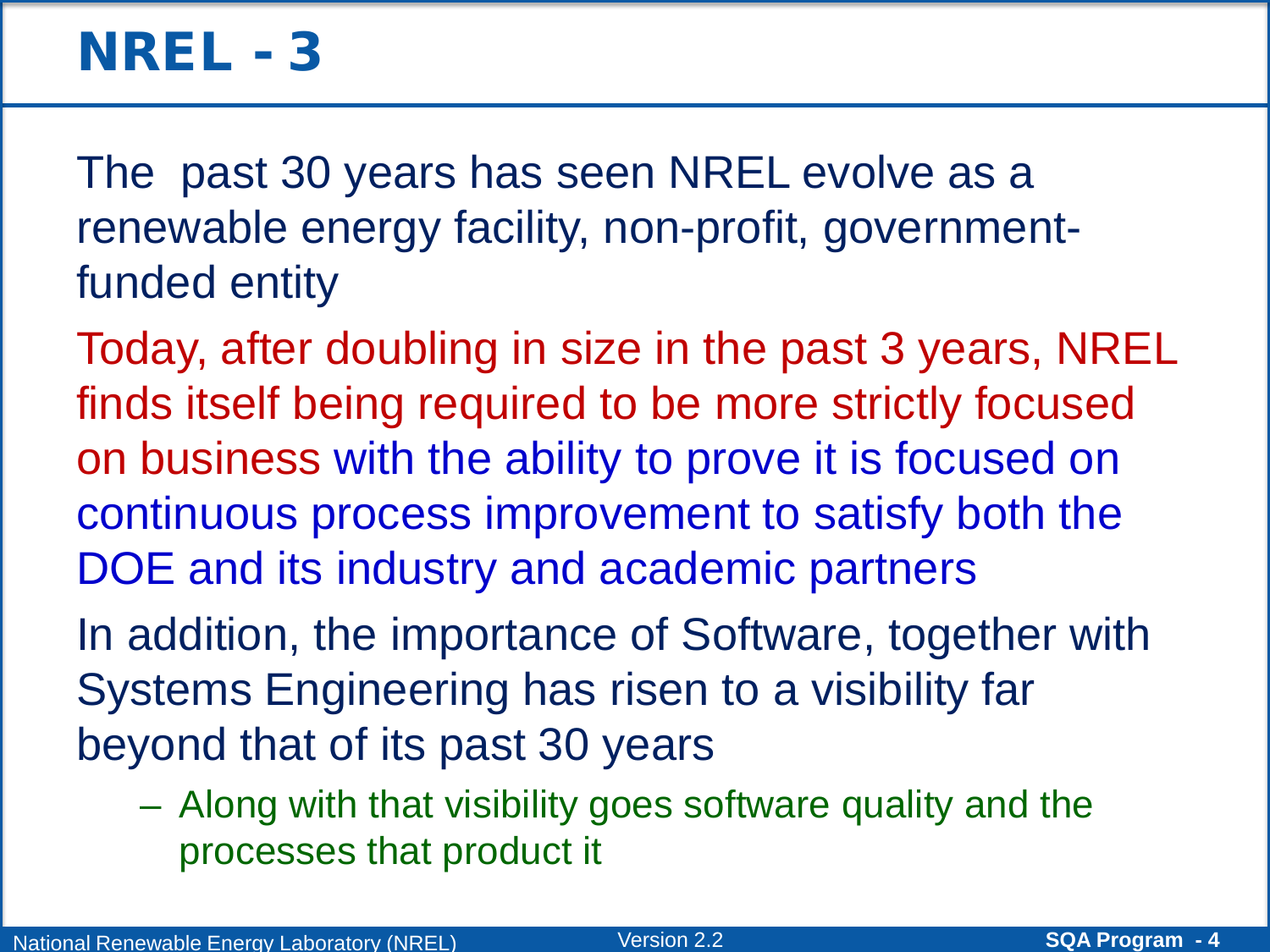# NREL - 3

The past 30 years has seen NREL evolve as a renewable energy facility, non-profit, government-funded entity

Today, after doubling in size in the past 3 years, NREL finds itself being required to be more strictly focused on business with the ability to prove it is focused on continuous process improvement to satisfy both the DOE and its industry and academic partners

In addition, the importance of Software, together with Systems Engineering has risen to a visibility far beyond that of its past 30 years

- Along with that visibility goes software quality and the processes that product it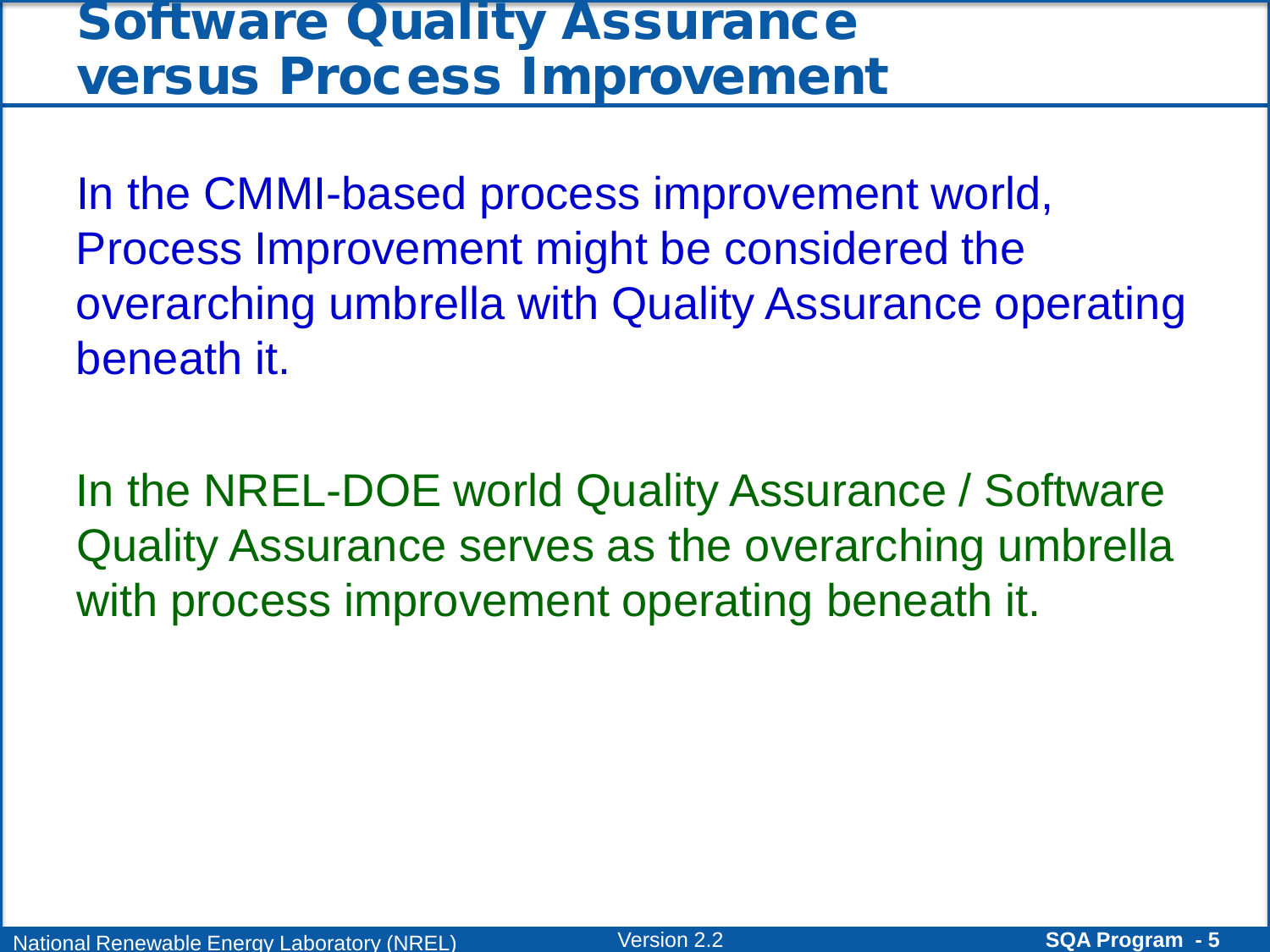# Software Quality Assurance versus Process Improvement

In the CMMI-based process improvement world, Process Improvement might be considered the overarching umbrella with Quality Assurance operating beneath it.

In the NREL-DOE world Quality Assurance / Software Quality Assurance serves as the overarching umbrella with process improvement operating beneath it.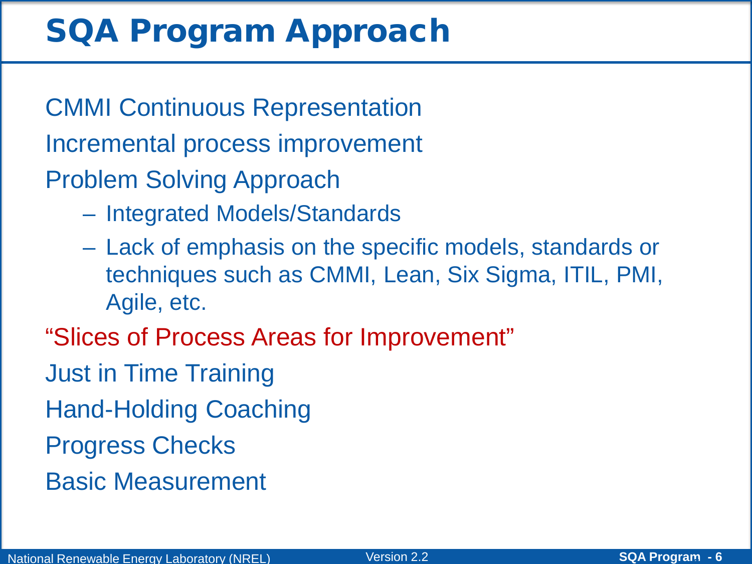# SQA Program Approach

- CMMI Continuous Representation
- Incremental process improvement
- Problem Solving Approach
  - Integrated Models/Standards
  - Lack of emphasis on the specific models, standards or techniques such as CMMI, Lean, Six Sigma, ITIL, PMI, Agile, etc.
- "Slices of Process Areas for Improvement"
- Just in Time Training
- Hand-Holding Coaching
- Progress Checks
- Basic Measurement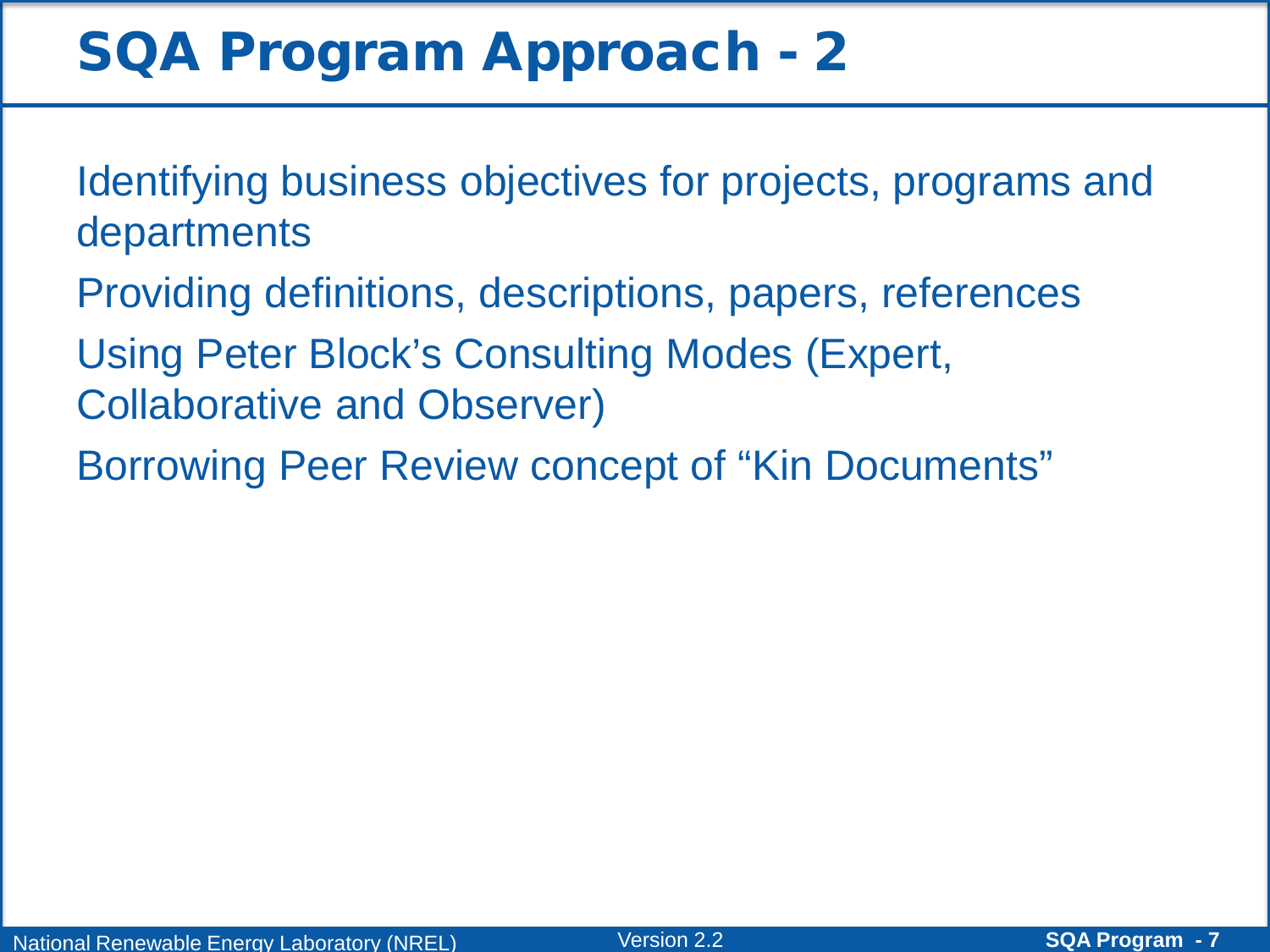# SQA Program Approach - 2

- Identifying business objectives for projects, programs and departments
- Providing definitions, descriptions, papers, references
- Using Peter Block's Consulting Modes (Expert, Collaborative and Observer)
- Borrowing Peer Review concept of "Kin Documents"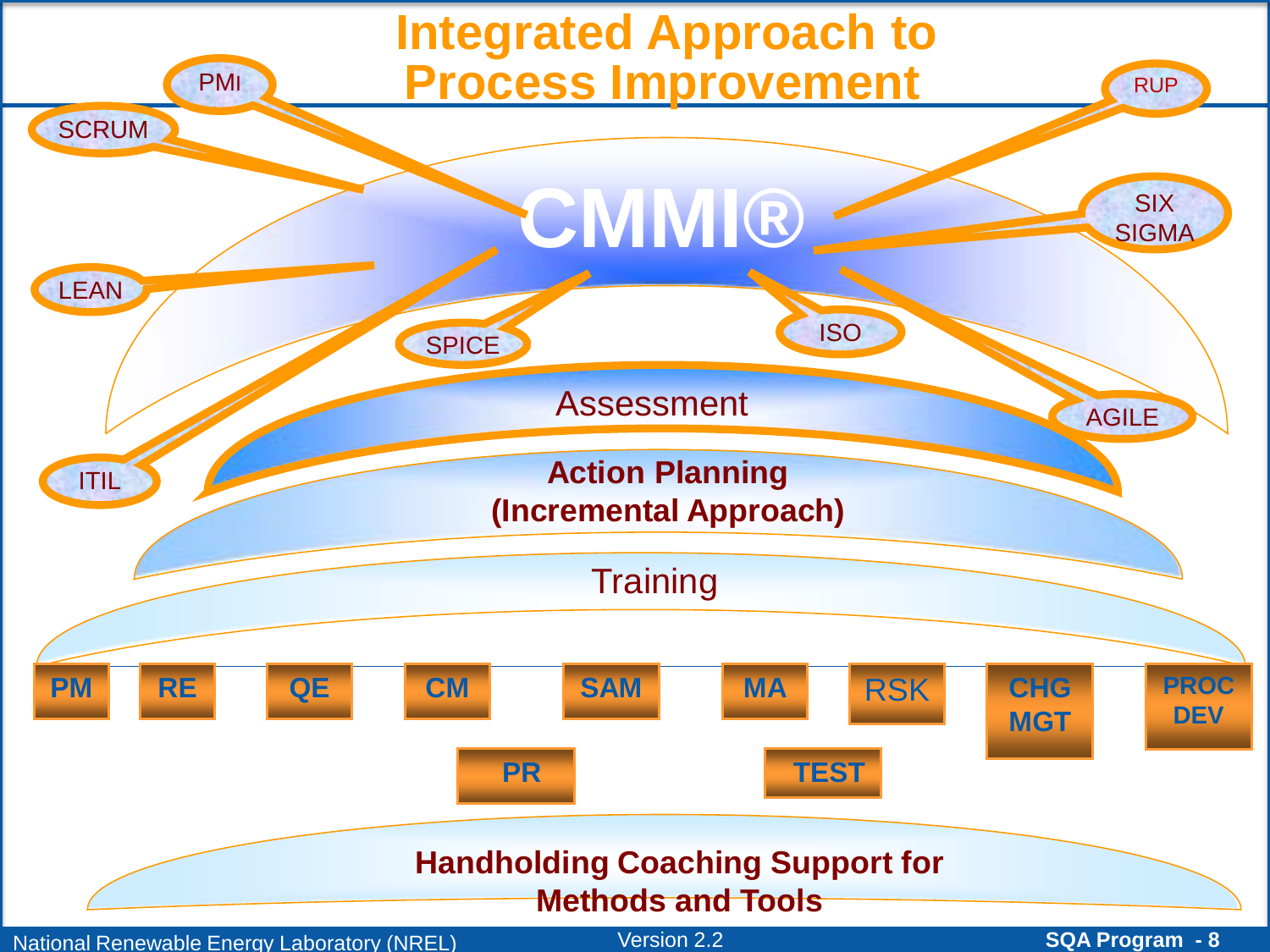# Integrated Approach to Process Improvement

**CMMI®**

PMI, SCRUM, LEAN, ITIL, SPICE, ISO, RUP, SIX SIGMA, AGILE

Assessment

**Action Planning (Incremental Approach)**

Training

**PM** | **RE** | **QE** | **CM** | **SAM** | **MA** | RSK | **CHG MGT** | **PROC DEV**

**PR** | **TEST**

**Handholding Coaching Support for Methods and Tools**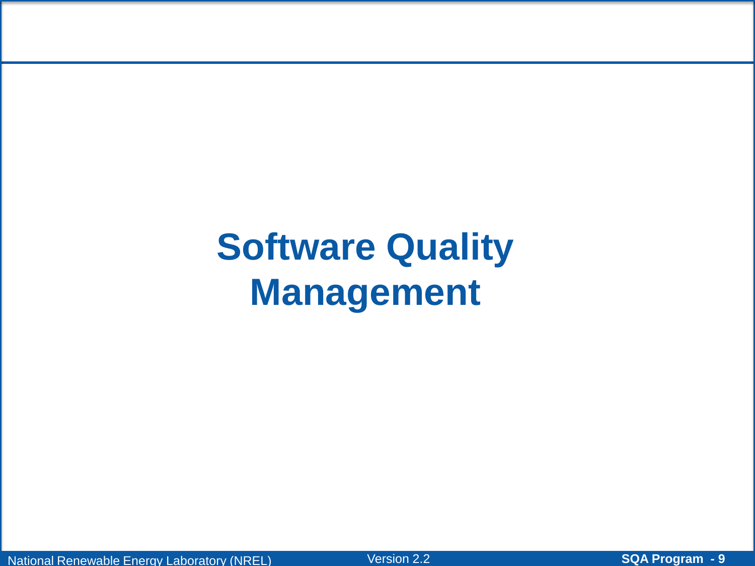# Software Quality Management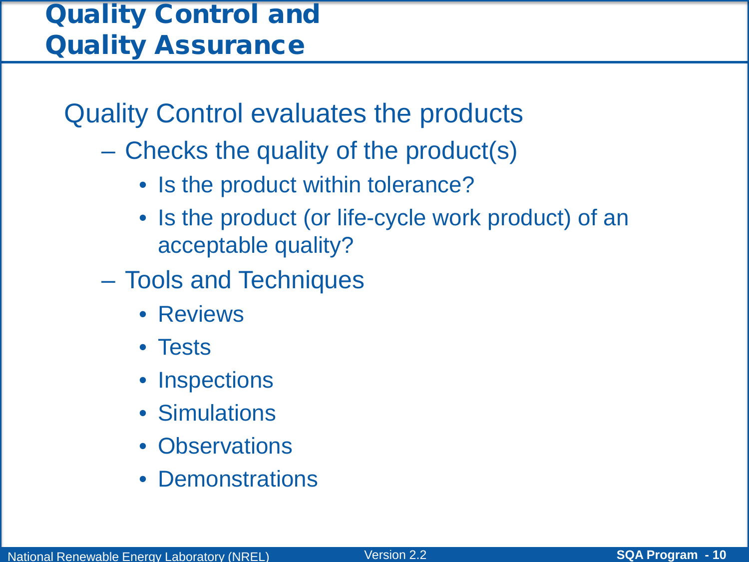# Quality Control and Quality Assurance

Quality Control evaluates the products

- Checks the quality of the product(s)
  - Is the product within tolerance?
  - Is the product (or life-cycle work product) of an acceptable quality?
- Tools and Techniques
  - Reviews
  - Tests
  - Inspections
  - Simulations
  - Observations
  - Demonstrations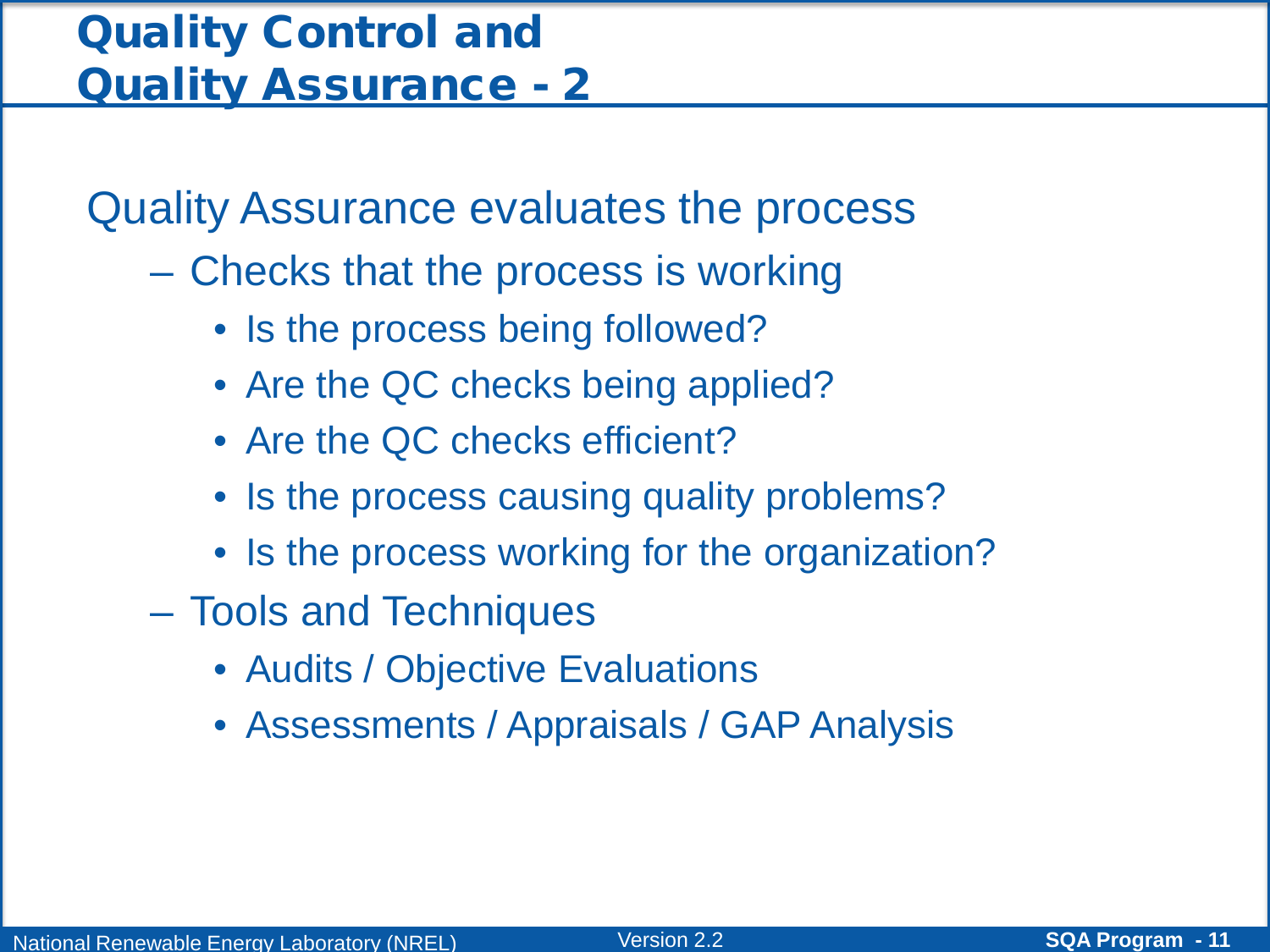# Quality Control and Quality Assurance - 2

Quality Assurance evaluates the process

- Checks that the process is working
  - Is the process being followed?
  - Are the QC checks being applied?
  - Are the QC checks efficient?
  - Is the process causing quality problems?
  - Is the process working for the organization?
- Tools and Techniques
  - Audits / Objective Evaluations
  - Assessments / Appraisals / GAP Analysis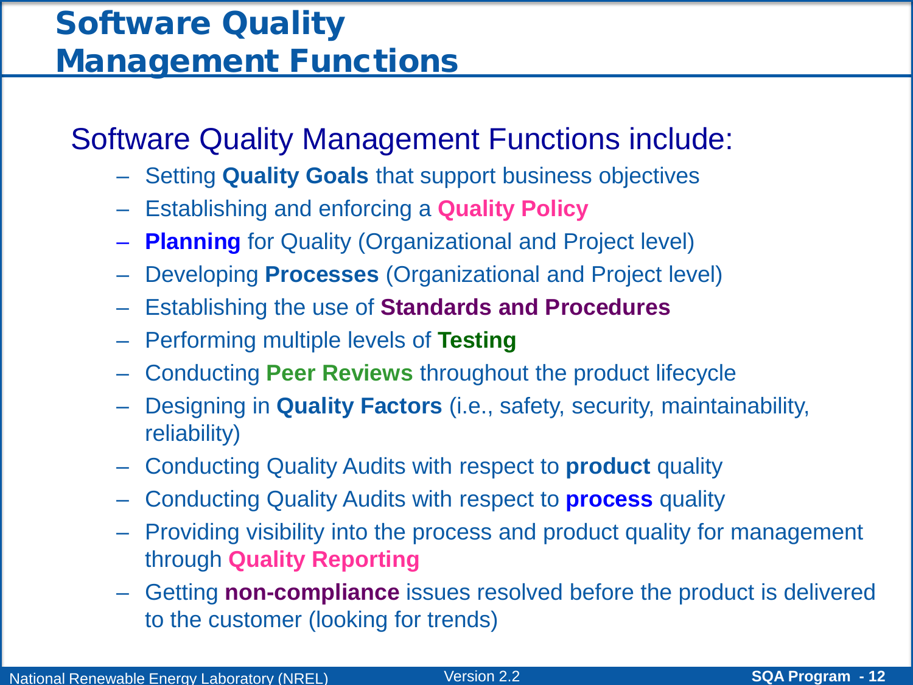# Software Quality Management Functions

Software Quality Management Functions include:

- Setting **Quality Goals** that support business objectives
- Establishing and enforcing a **Quality Policy**
- **Planning** for Quality (Organizational and Project level)
- Developing **Processes** (Organizational and Project level)
- Establishing the use of **Standards and Procedures**
- Performing multiple levels of **Testing**
- Conducting **Peer Reviews** throughout the product lifecycle
- Designing in **Quality Factors** (i.e., safety, security, maintainability, reliability)
- Conducting Quality Audits with respect to **product** quality
- Conducting Quality Audits with respect to **process** quality
- Providing visibility into the process and product quality for management through **Quality Reporting**
- Getting **non-compliance** issues resolved before the product is delivered to the customer (looking for trends)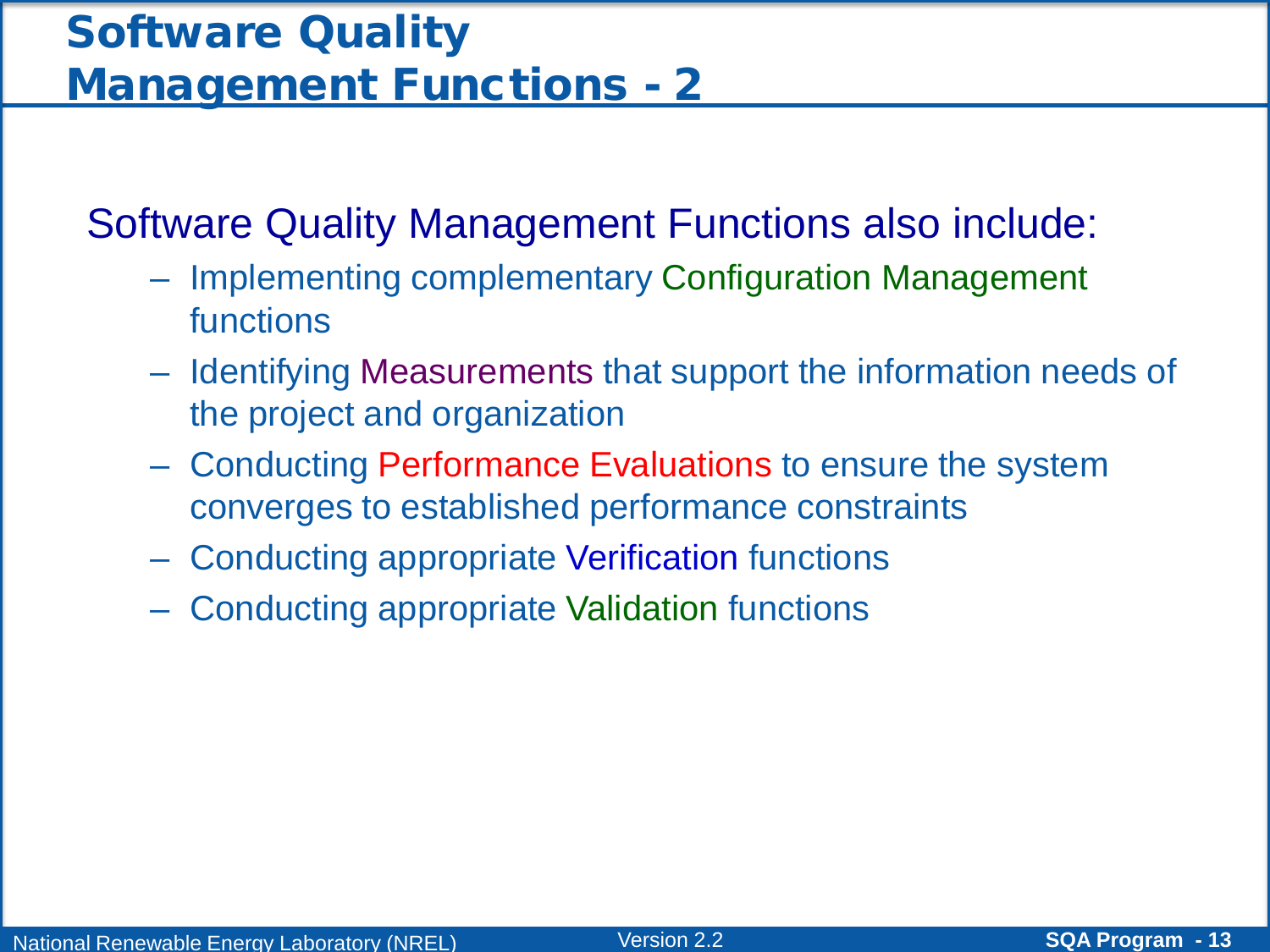# Software Quality Management Functions - 2

Software Quality Management Functions also include:

- Implementing complementary Configuration Management functions
- Identifying Measurements that support the information needs of the project and organization
- Conducting Performance Evaluations to ensure the system converges to established performance constraints
- Conducting appropriate Verification functions
- Conducting appropriate Validation functions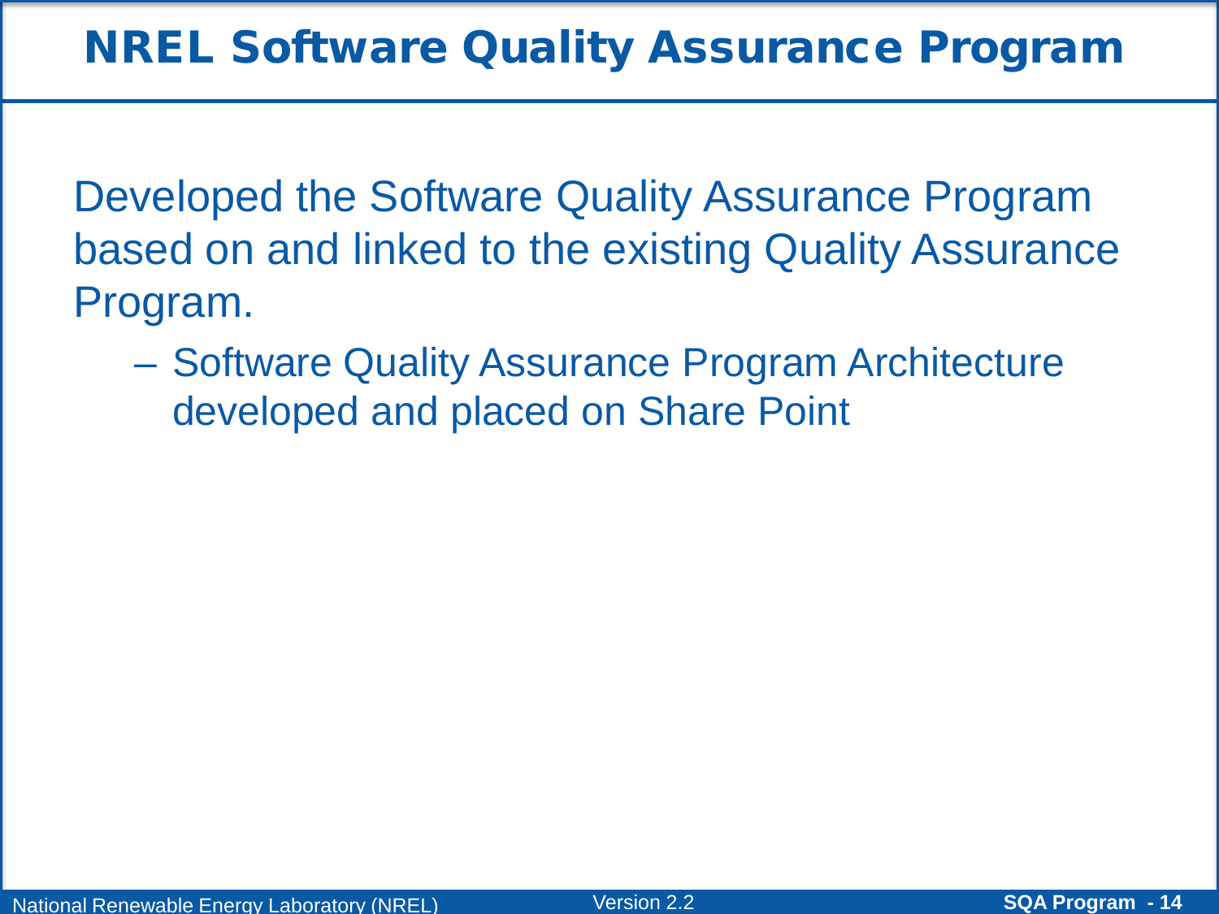# NREL Software Quality Assurance Program

Developed the Software Quality Assurance Program based on and linked to the existing Quality Assurance Program.

- Software Quality Assurance Program Architecture developed and placed on Share Point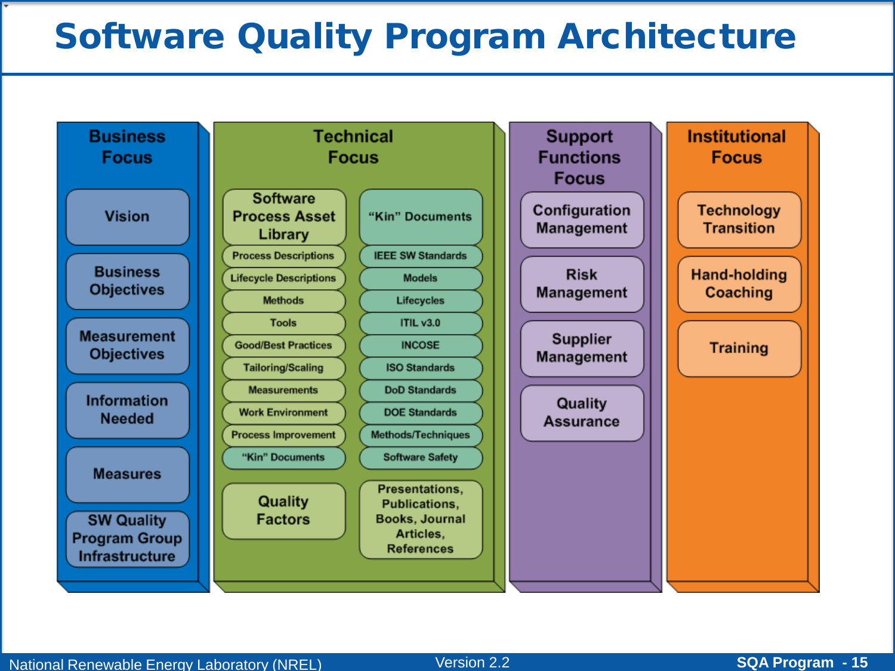# Software Quality Program Architecture

## Business Focus

- Vision
- Business Objectives
- Measurement Objectives
- Information Needed
- Measures
- SW Quality Program Group Infrastructure

## Technical Focus

**Software Process Asset Library**

- Process Descriptions
- Lifecycle Descriptions
- Methods
- Tools
- Good/Best Practices
- Tailoring/Scaling
- Measurements
- Work Environment
- Process Improvement
- "Kin" Documents

**"Kin" Documents**

- IEEE SW Standards
- Models
- Lifecycles
- ITIL v3.0
- INCOSE
- ISO Standards
- DoD Standards
- DOE Standards
- Methods/Techniques
- Software Safety

**Quality Factors**

**Presentations, Publications, Books, Journal Articles, References**

## Support Functions Focus

- Configuration Management
- Risk Management
- Supplier Management
- Quality Assurance

## Institutional Focus

- Technology Transition
- Hand-holding Coaching
- Training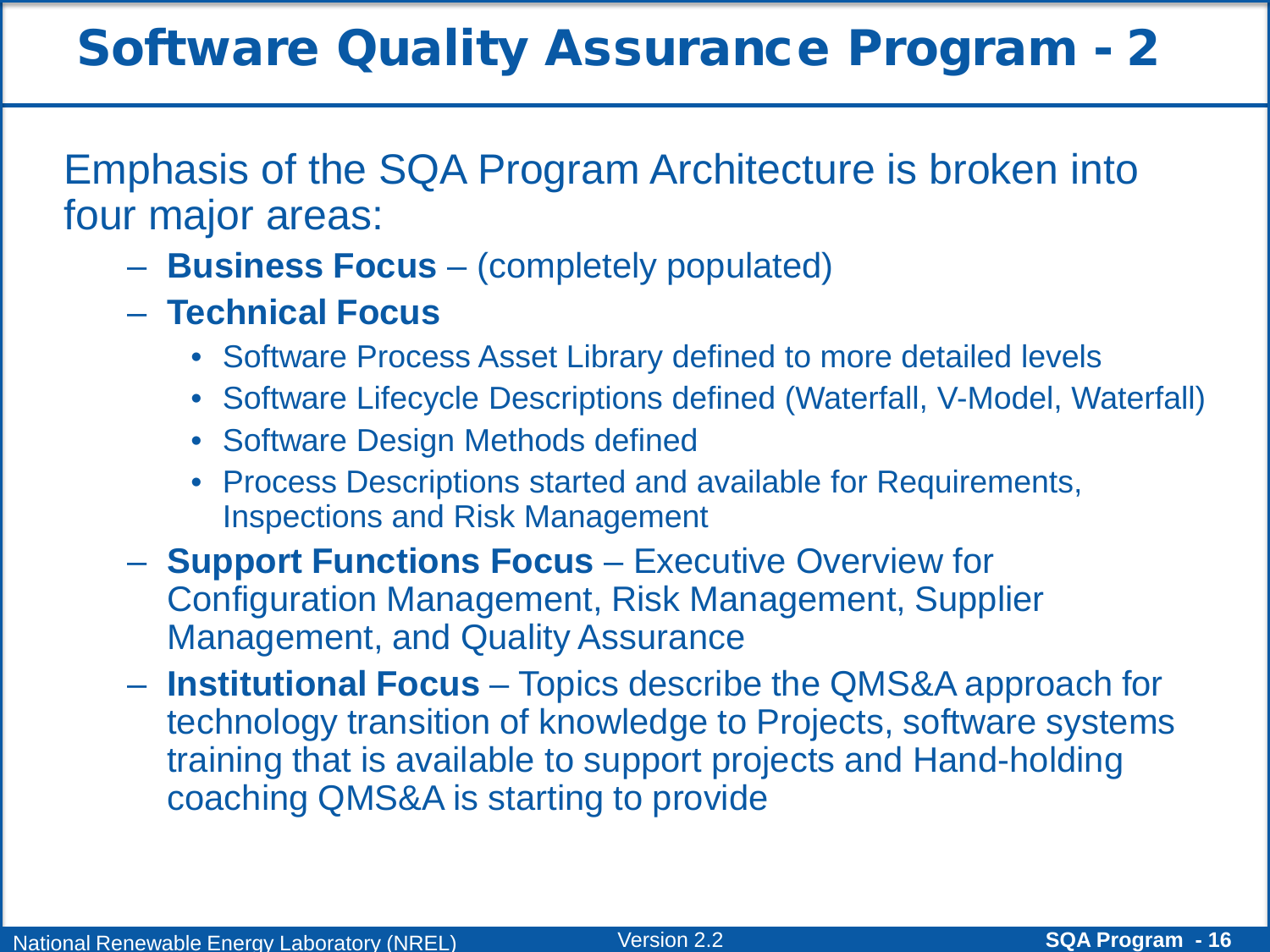# Software Quality Assurance Program - 2

Emphasis of the SQA Program Architecture is broken into four major areas:

- **Business Focus** – (completely populated)
- **Technical Focus**
  - Software Process Asset Library defined to more detailed levels
  - Software Lifecycle Descriptions defined (Waterfall, V-Model, Waterfall)
  - Software Design Methods defined
  - Process Descriptions started and available for Requirements, Inspections and Risk Management
- **Support Functions Focus** – Executive Overview for Configuration Management, Risk Management, Supplier Management, and Quality Assurance
- **Institutional Focus** – Topics describe the QMS&A approach for technology transition of knowledge to Projects, software systems training that is available to support projects and Hand-holding coaching QMS&A is starting to provide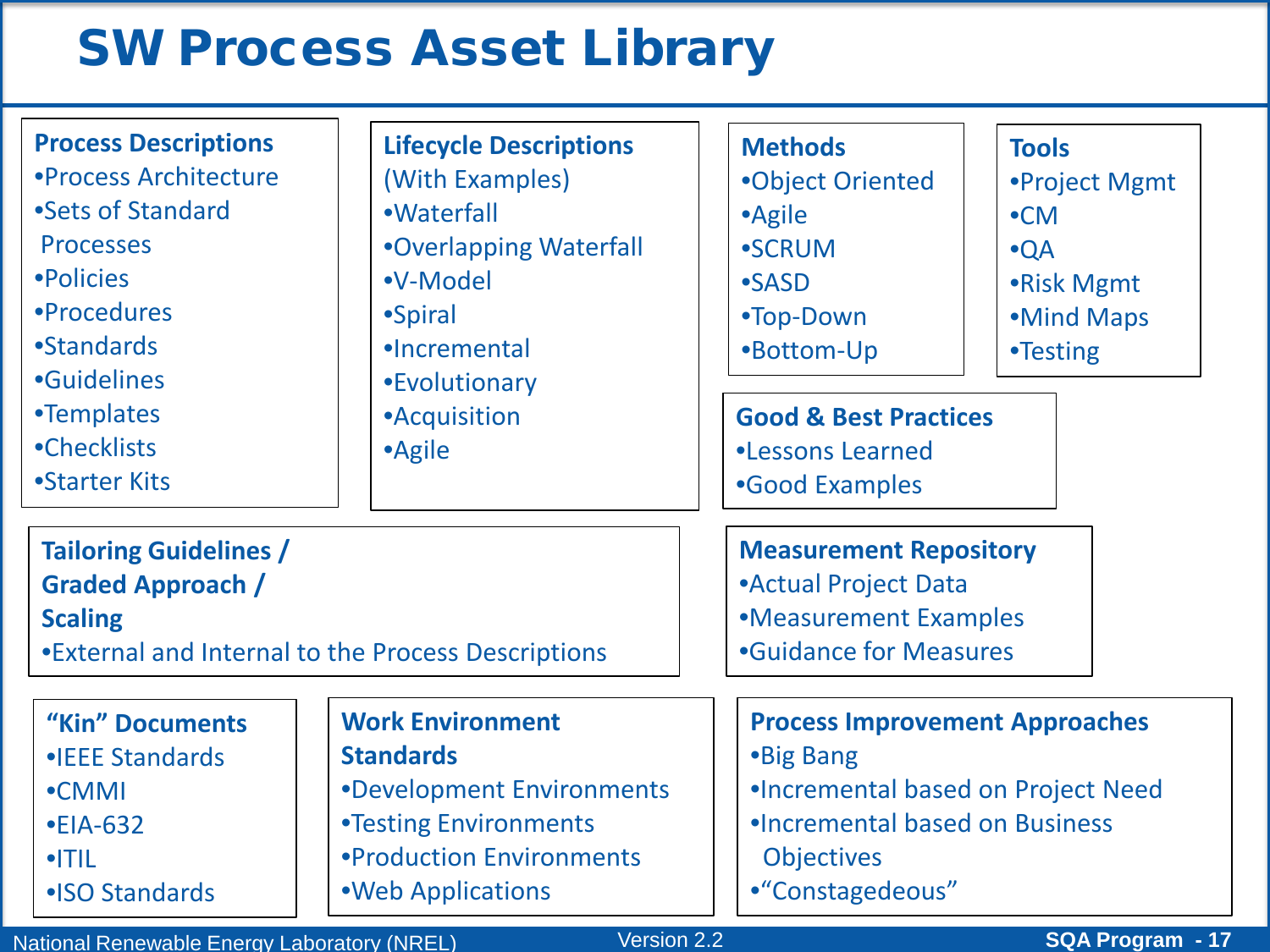# SW Process Asset Library

**Process Descriptions**
- Process Architecture
- Sets of Standard Processes
- Policies
- Procedures
- Standards
- Guidelines
- Templates
- Checklists
- Starter Kits

**Lifecycle Descriptions (With Examples)**
- Waterfall
- Overlapping Waterfall
- V-Model
- Spiral
- Incremental
- Evolutionary
- Acquisition
- Agile

**Methods**
- Object Oriented
- Agile
- SCRUM
- SASD
- Top-Down
- Bottom-Up

**Tools**
- Project Mgmt
- CM
- QA
- Risk Mgmt
- Mind Maps
- Testing

**Good & Best Practices**
- Lessons Learned
- Good Examples

**Tailoring Guidelines / Graded Approach / Scaling**
- External and Internal to the Process Descriptions

**Measurement Repository**
- Actual Project Data
- Measurement Examples
- Guidance for Measures

**"Kin" Documents**
- IEEE Standards
- CMMI
- EIA-632
- ITIL
- ISO Standards

**Work Environment Standards**
- Development Environments
- Testing Environments
- Production Environments
- Web Applications

**Process Improvement Approaches**
- Big Bang
- Incremental based on Project Need
- Incremental based on Business Objectives
- "Constagedeous"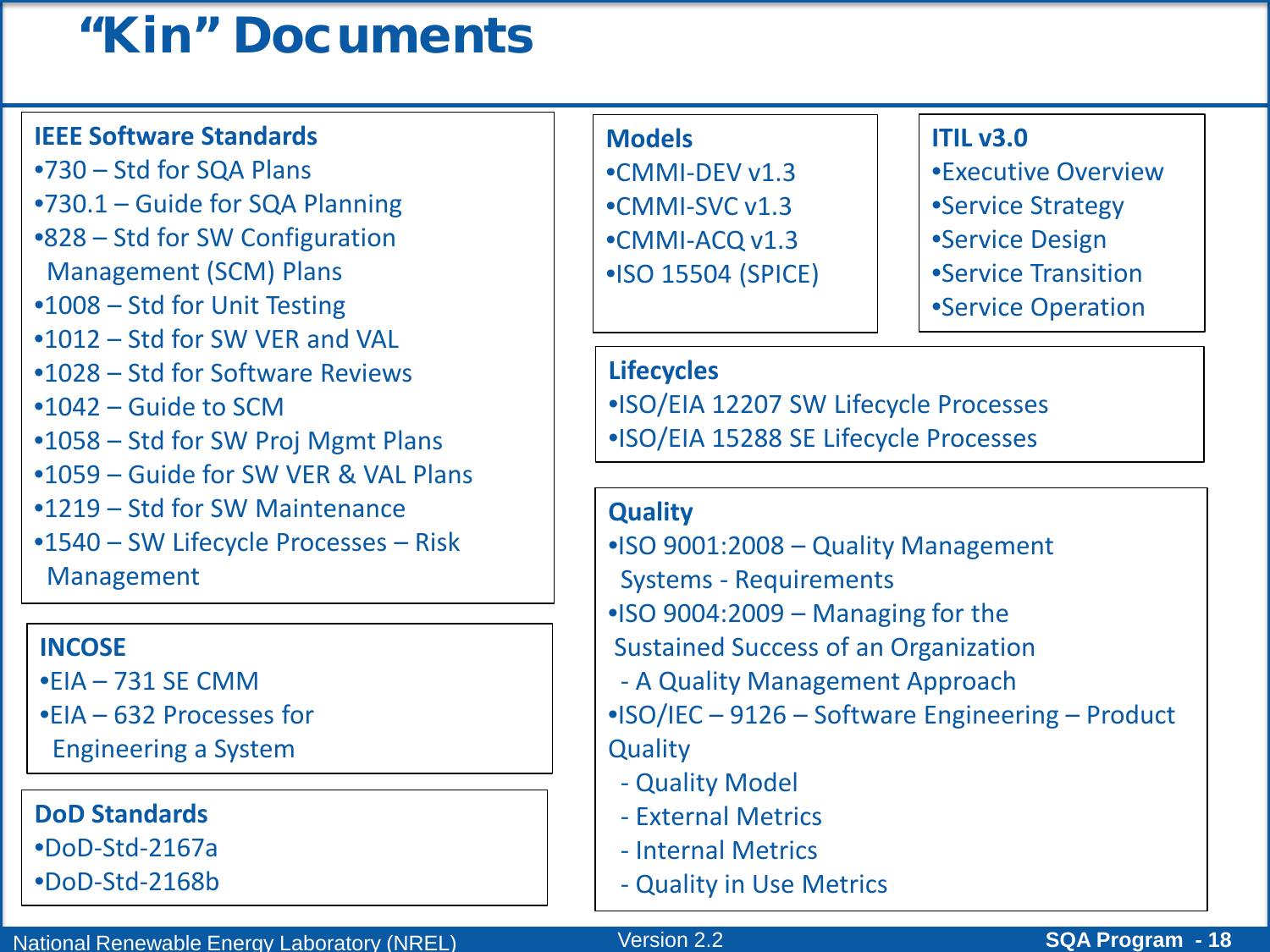# "Kin" Documents

**IEEE Software Standards**

- 730 – Std for SQA Plans
- 730.1 – Guide for SQA Planning
- 828 – Std for SW Configuration Management (SCM) Plans
- 1008 – Std for Unit Testing
- 1012 – Std for SW VER and VAL
- 1028 – Std for Software Reviews
- 1042 – Guide to SCM
- 1058 – Std for SW Proj Mgmt Plans
- 1059 – Guide for SW VER & VAL Plans
- 1219 – Std for SW Maintenance
- 1540 – SW Lifecycle Processes – Risk Management

**INCOSE**

- EIA – 731 SE CMM
- EIA – 632 Processes for Engineering a System

**DoD Standards**

- DoD-Std-2167a
- DoD-Std-2168b

**Models**

- CMMI-DEV v1.3
- CMMI-SVC v1.3
- CMMI-ACQ v1.3
- ISO 15504 (SPICE)

**ITIL v3.0**

- Executive Overview
- Service Strategy
- Service Design
- Service Transition
- Service Operation

**Lifecycles**

- ISO/EIA 12207 SW Lifecycle Processes
- ISO/EIA 15288 SE Lifecycle Processes

**Quality**

- ISO 9001:2008 – Quality Management Systems - Requirements
- ISO 9004:2009 – Managing for the Sustained Success of an Organization
  - A Quality Management Approach
- ISO/IEC – 9126 – Software Engineering – Product Quality
  - Quality Model
  - External Metrics
  - Internal Metrics
  - Quality in Use Metrics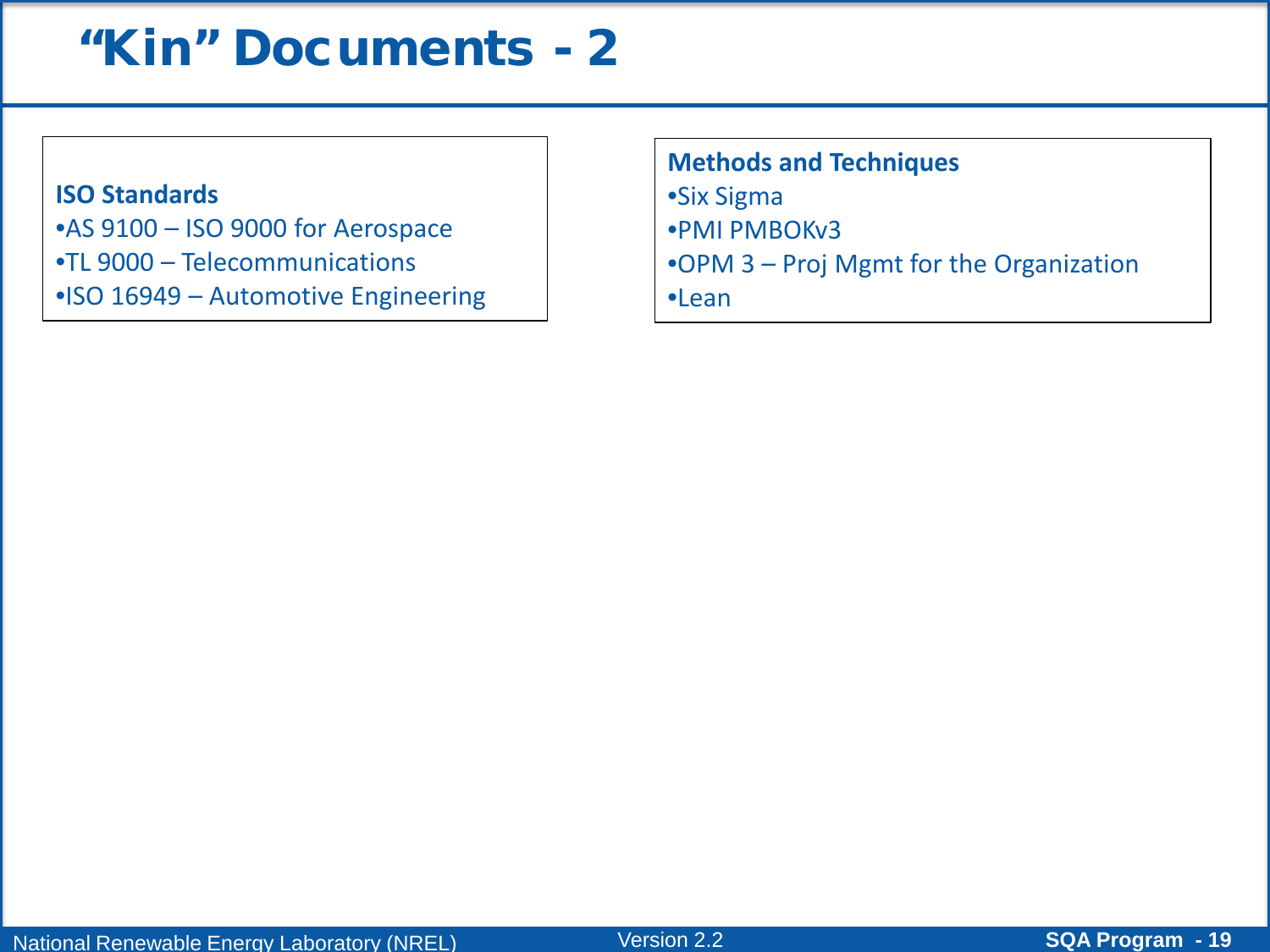# "Kin" Documents - 2

**ISO Standards**

- AS 9100 – ISO 9000 for Aerospace
- TL 9000 – Telecommunications
- ISO 16949 – Automotive Engineering

**Methods and Techniques**

- Six Sigma
- PMI PMBOKv3
- OPM 3 – Proj Mgmt for the Organization
- Lean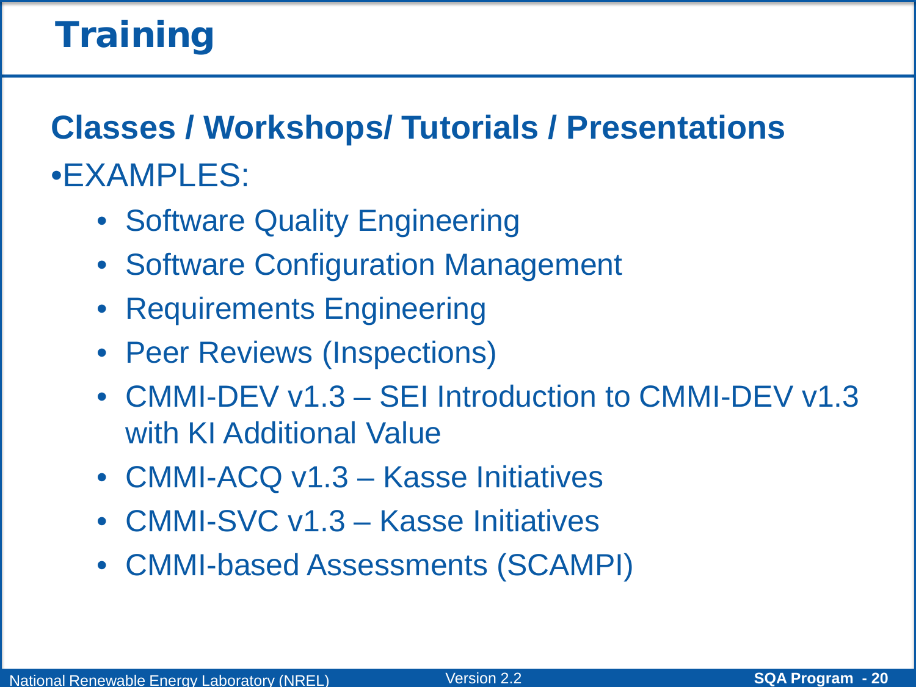# Training

## Classes / Workshops/ Tutorials / Presentations

- EXAMPLES:
  - Software Quality Engineering
  - Software Configuration Management
  - Requirements Engineering
  - Peer Reviews (Inspections)
  - CMMI-DEV v1.3 – SEI Introduction to CMMI-DEV v1.3 with KI Additional Value
  - CMMI-ACQ v1.3 – Kasse Initiatives
  - CMMI-SVC v1.3 – Kasse Initiatives
  - CMMI-based Assessments (SCAMPI)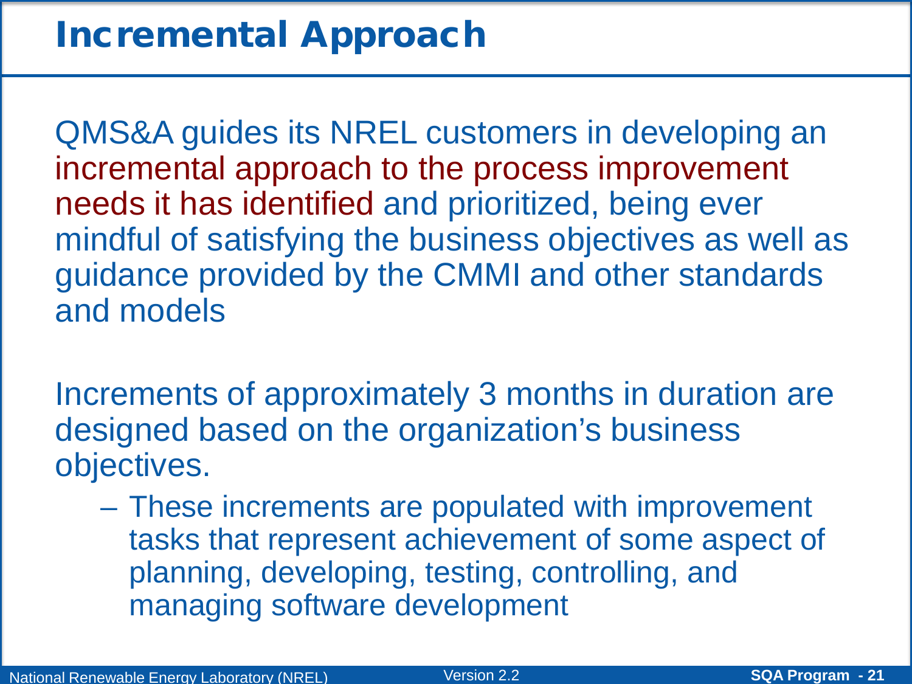# Incremental Approach

QMS&A guides its NREL customers in developing an incremental approach to the process improvement needs it has identified and prioritized, being ever mindful of satisfying the business objectives as well as guidance provided by the CMMI and other standards and models

Increments of approximately 3 months in duration are designed based on the organization's business objectives.

- These increments are populated with improvement tasks that represent achievement of some aspect of planning, developing, testing, controlling, and managing software development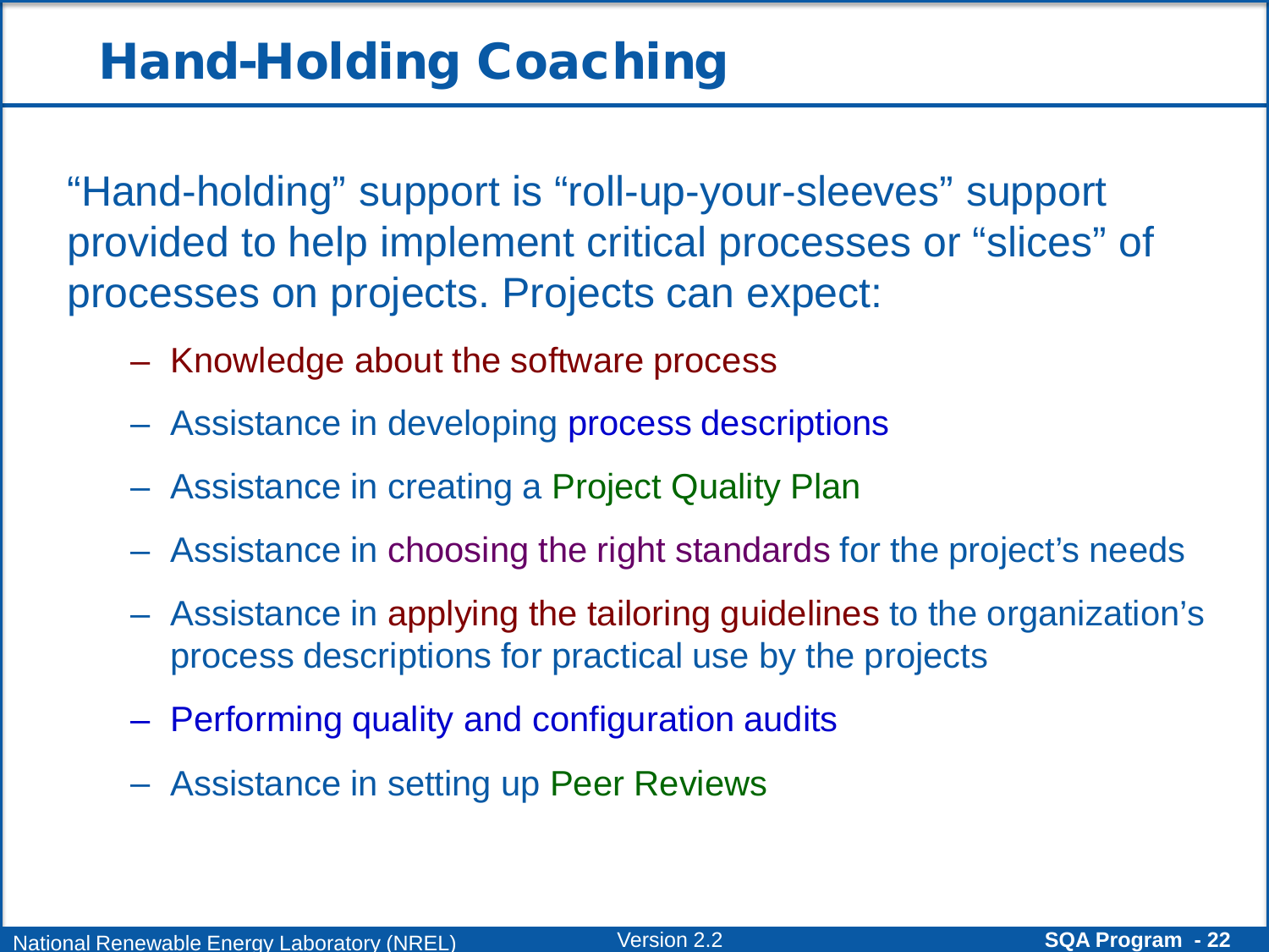# Hand-Holding Coaching

"Hand-holding" support is "roll-up-your-sleeves" support provided to help implement critical processes or "slices" of processes on projects. Projects can expect:

- Knowledge about the software process
- Assistance in developing process descriptions
- Assistance in creating a Project Quality Plan
- Assistance in choosing the right standards for the project's needs
- Assistance in applying the tailoring guidelines to the organization's process descriptions for practical use by the projects
- Performing quality and configuration audits
- Assistance in setting up Peer Reviews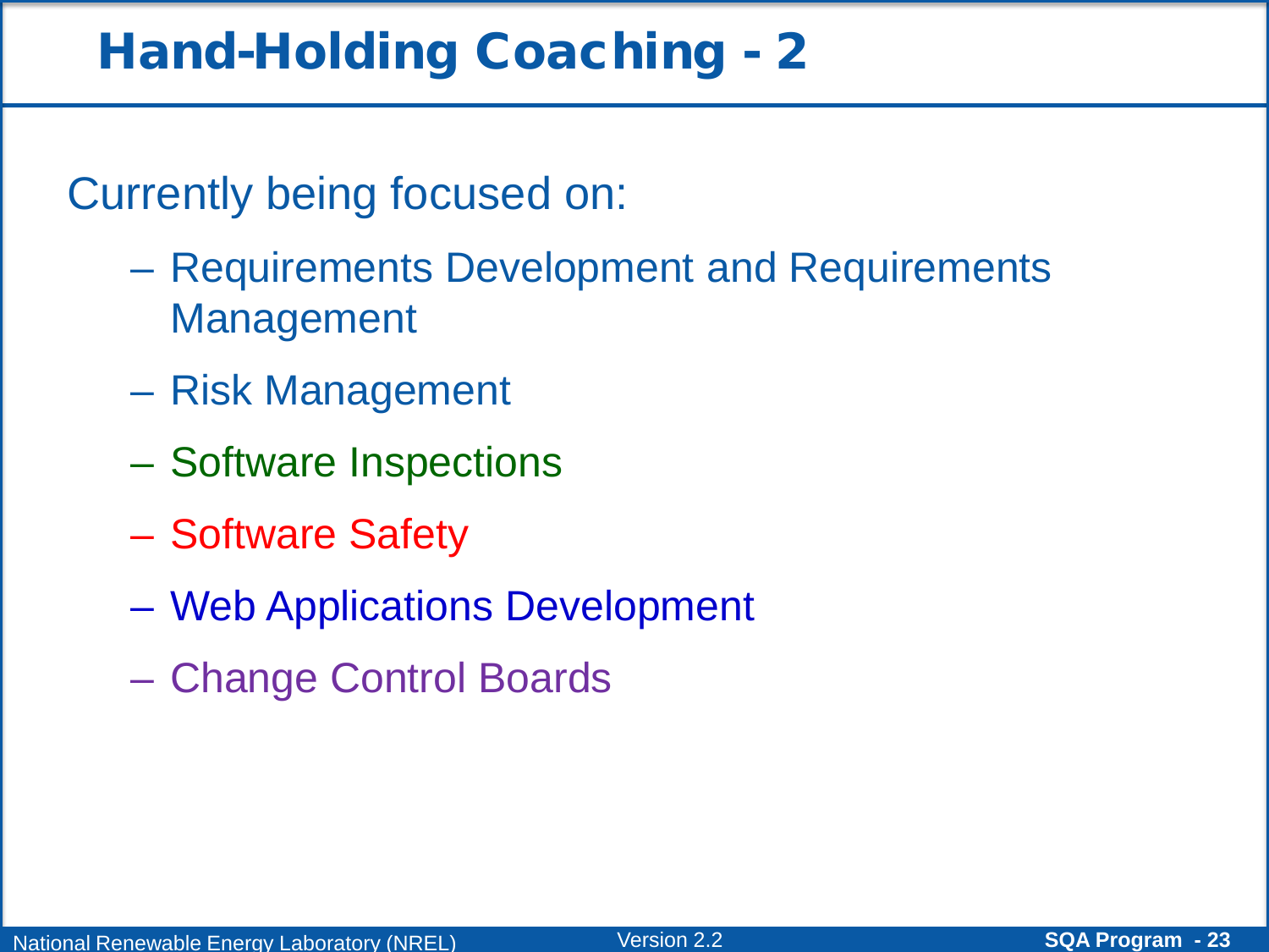# Hand-Holding Coaching - 2

Currently being focused on:

- Requirements Development and Requirements Management
- Risk Management
- Software Inspections
- Software Safety
- Web Applications Development
- Change Control Boards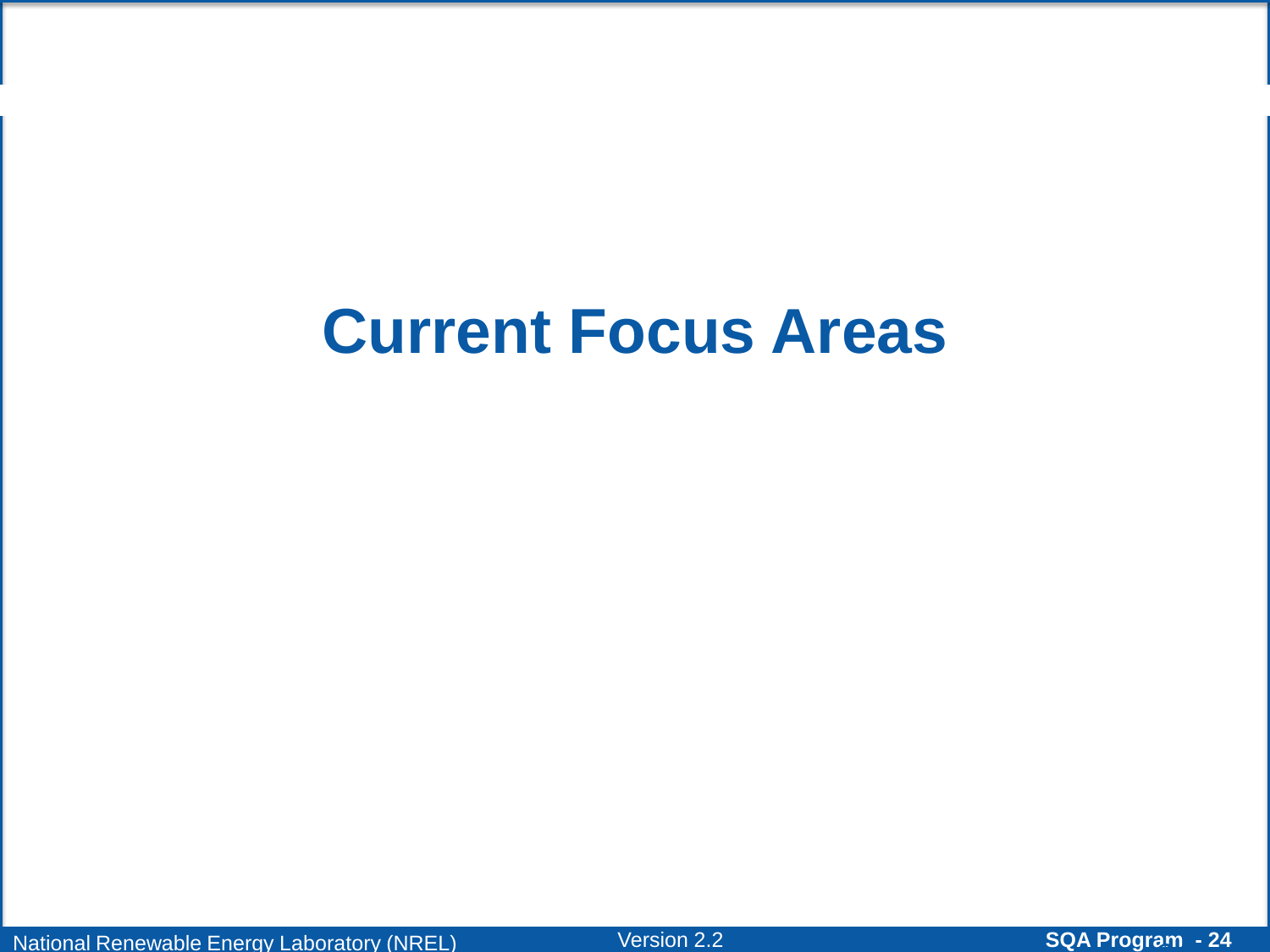# Current Focus Areas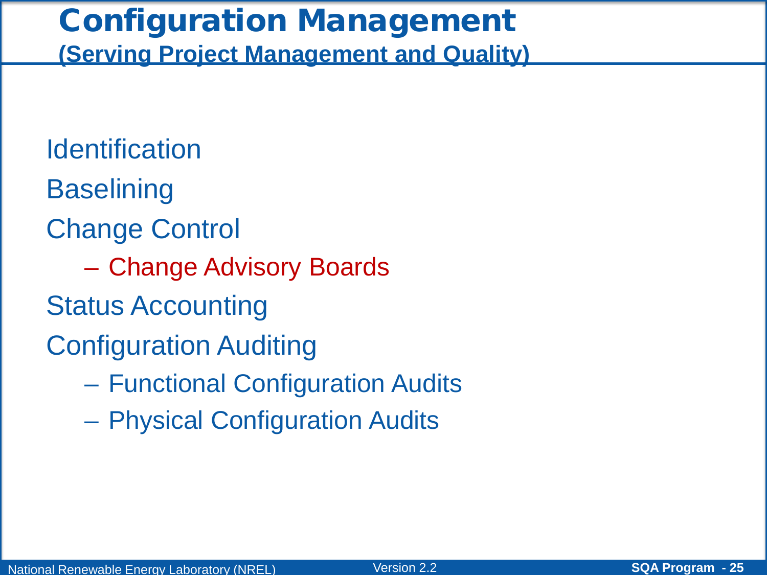# Configuration Management
## (Serving Project Management and Quality)

- Identification
- Baselining
- Change Control
  - Change Advisory Boards
- Status Accounting
- Configuration Auditing
  - Functional Configuration Audits
  - Physical Configuration Audits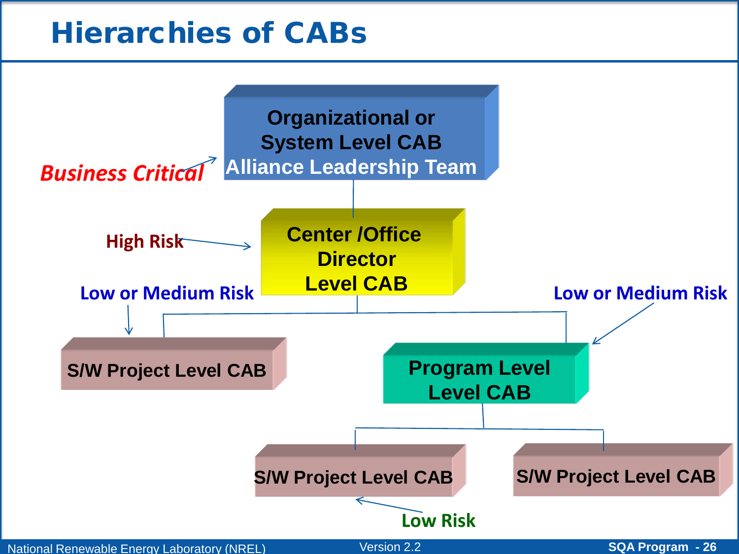# Hierarchies of CABs

- **Organizational or System Level CAB** — Alliance Leadership Team (*Business Critical*)
  - **Center /Office Director Level CAB** (High Risk)
    - **S/W Project Level CAB** (Low or Medium Risk)
    - **Program Level Level CAB** (Low or Medium Risk)
      - **S/W Project Level CAB** (Low Risk)
      - **S/W Project Level CAB**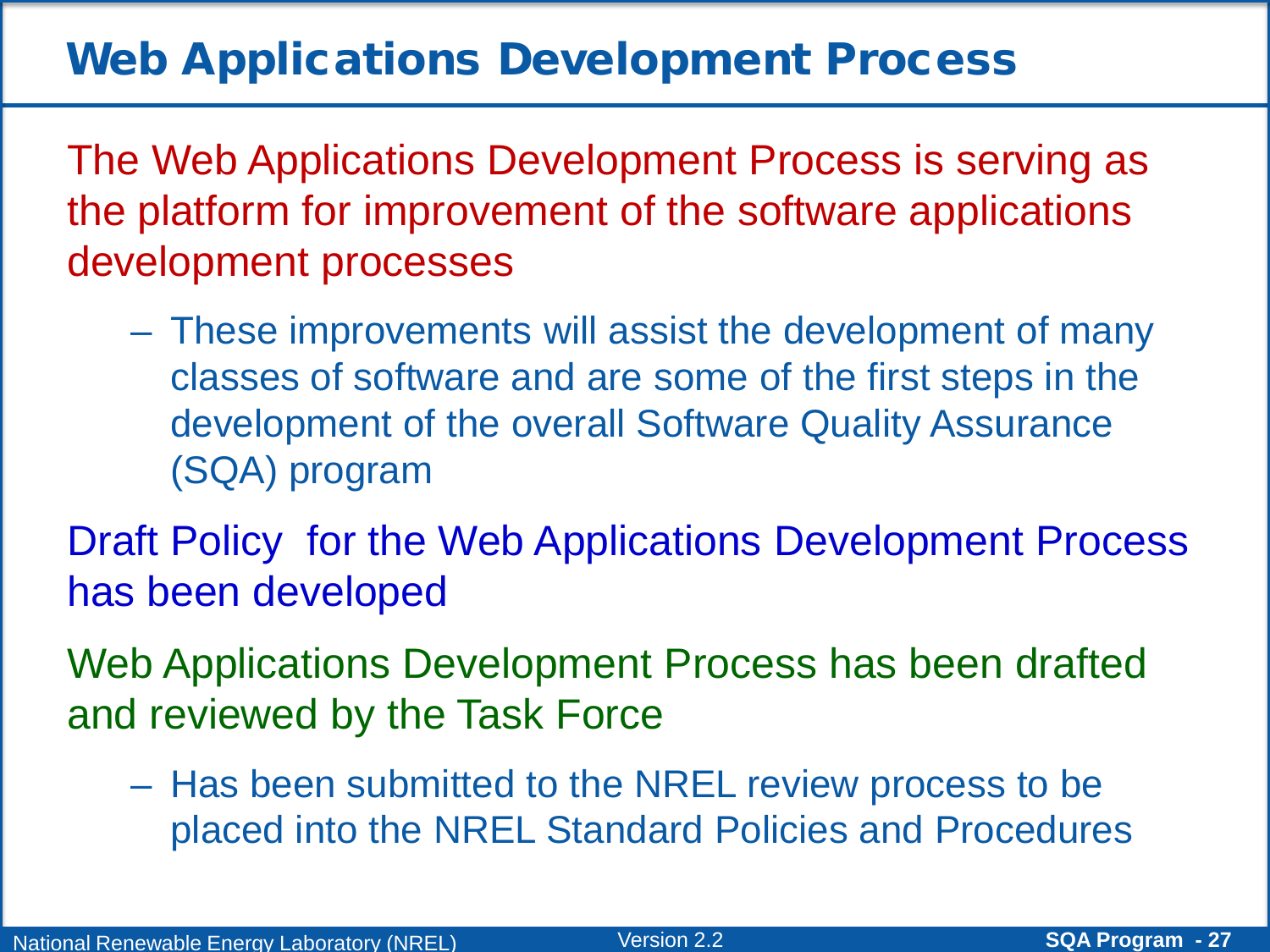# Web Applications Development Process

- The Web Applications Development Process is serving as the platform for improvement of the software applications development processes
  - These improvements will assist the development of many classes of software and are some of the first steps in the development of the overall Software Quality Assurance (SQA) program
- Draft Policy for the Web Applications Development Process has been developed
- Web Applications Development Process has been drafted and reviewed by the Task Force
  - Has been submitted to the NREL review process to be placed into the NREL Standard Policies and Procedures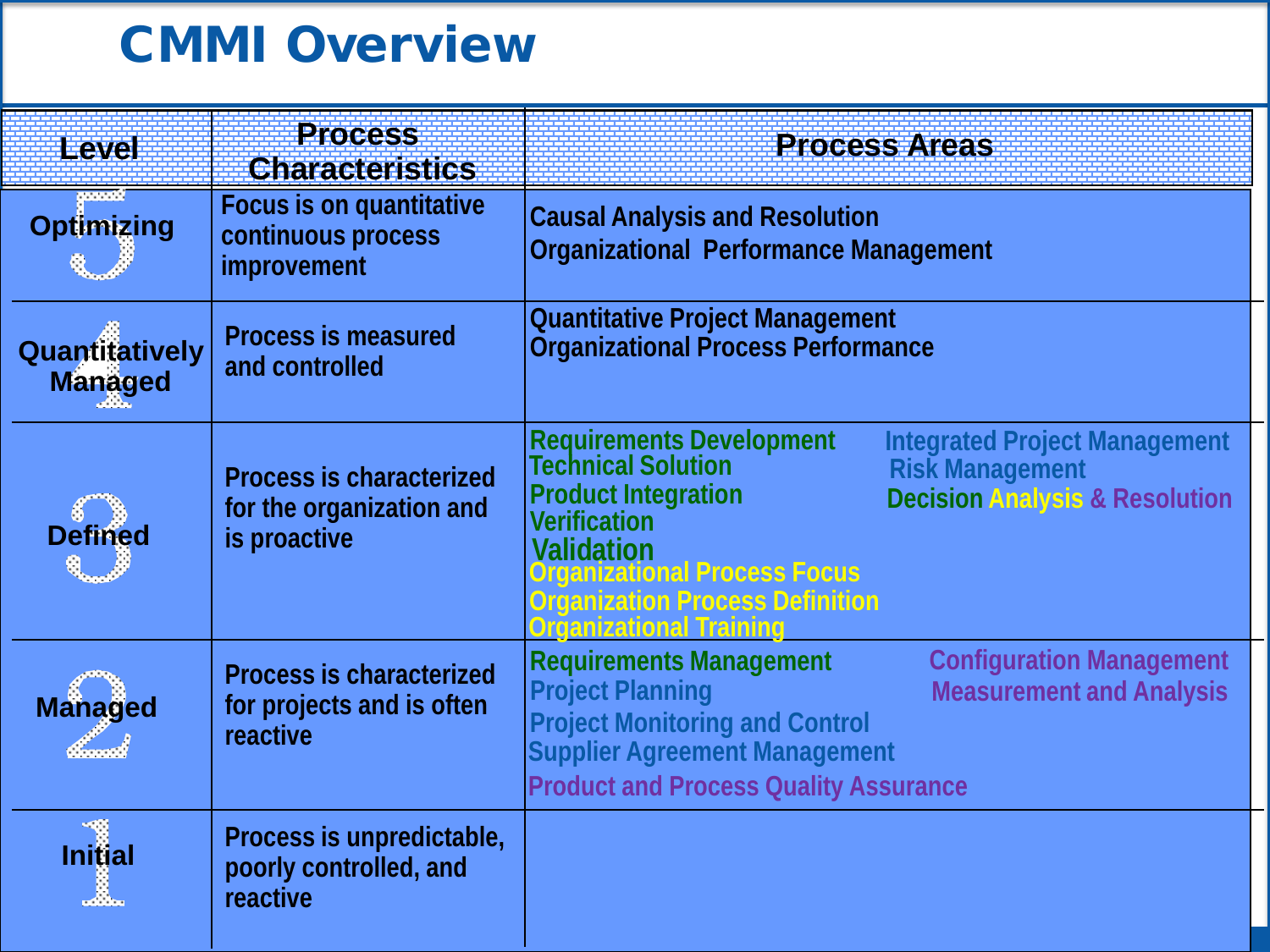# CMMI Overview

| Level | Process Characteristics | Process Areas |
|---|---|---|
| 5 Optimizing | Focus is on quantitative continuous process improvement | Causal Analysis and Resolution<br>Organizational Performance Management |
| 4 Quantitatively Managed | Process is measured and controlled | Quantitative Project Management<br>Organizational Process Performance |
| 3 Defined | Process is characterized for the organization and is proactive | Requirements Development<br>Technical Solution<br>Product Integration<br>Verification<br>Validation<br>Organizational Process Focus<br>Organization Process Definition<br>Organizational Training<br>Integrated Project Management<br>Risk Management<br>Decision Analysis & Resolution |
| 2 Managed | Process is characterized for projects and is often reactive | Requirements Management<br>Project Planning<br>Project Monitoring and Control<br>Supplier Agreement Management<br>Product and Process Quality Assurance<br>Configuration Management<br>Measurement and Analysis |
| 1 Initial | Process is unpredictable, poorly controlled, and reactive | |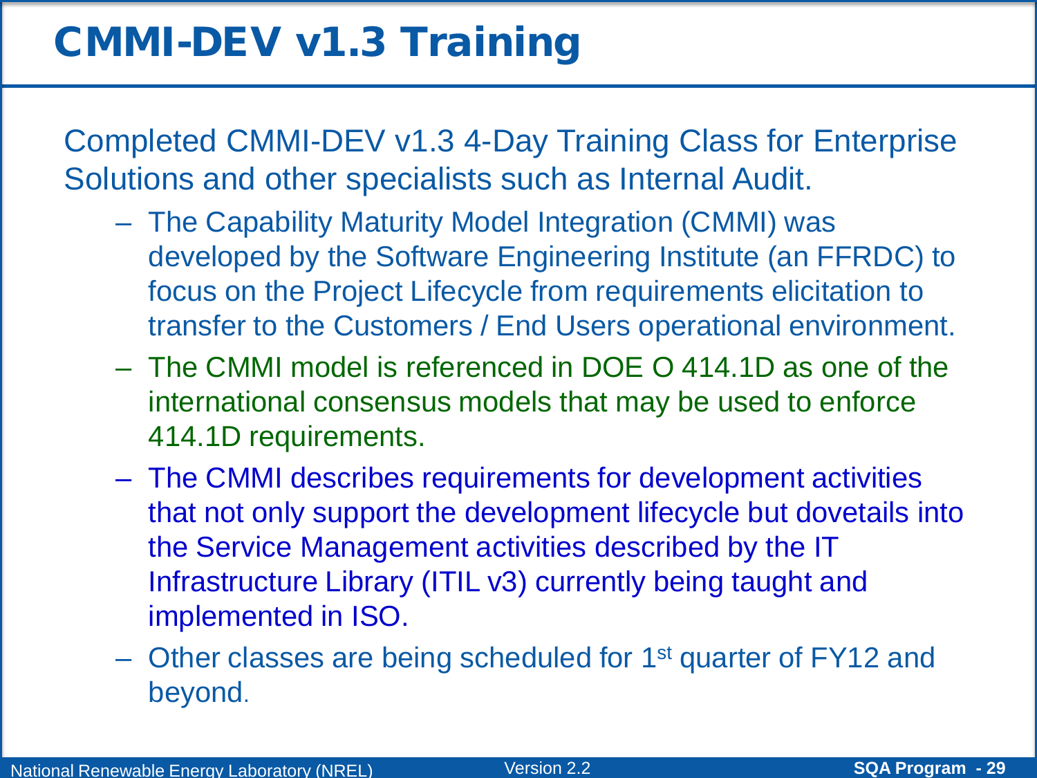# CMMI-DEV v1.3 Training

Completed CMMI-DEV v1.3 4-Day Training Class for Enterprise Solutions and other specialists such as Internal Audit.

- The Capability Maturity Model Integration (CMMI) was developed by the Software Engineering Institute (an FFRDC) to focus on the Project Lifecycle from requirements elicitation to transfer to the Customers / End Users operational environment.
- The CMMI model is referenced in DOE O 414.1D as one of the international consensus models that may be used to enforce 414.1D requirements.
- The CMMI describes requirements for development activities that not only support the development lifecycle but dovetails into the Service Management activities described by the IT Infrastructure Library (ITIL v3) currently being taught and implemented in ISO.
- Other classes are being scheduled for 1st quarter of FY12 and beyond.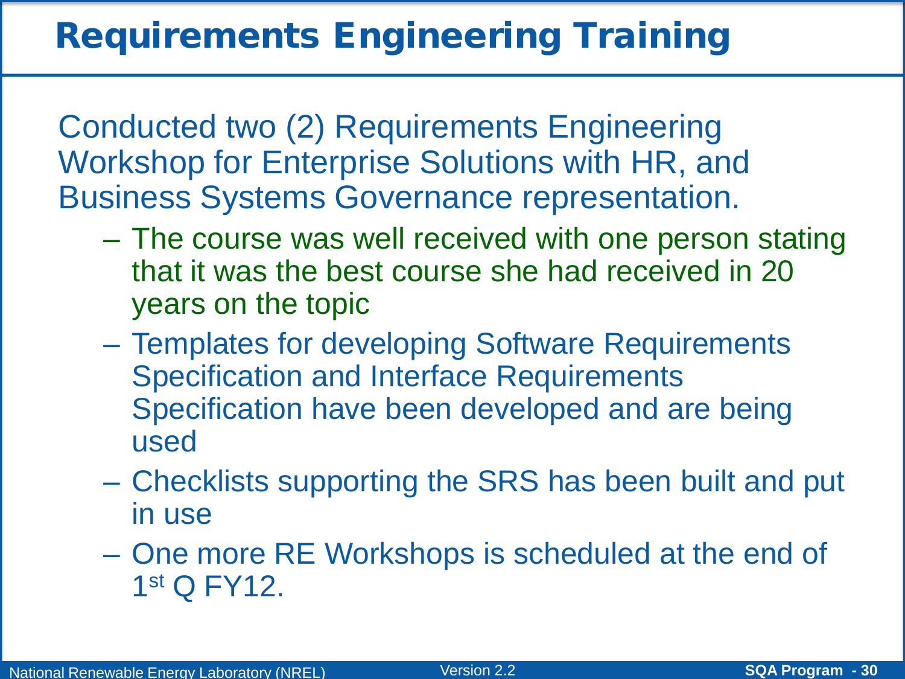# Requirements Engineering Training

Conducted two (2) Requirements Engineering Workshop for Enterprise Solutions with HR, and Business Systems Governance representation.

- The course was well received with one person stating that it was the best course she had received in 20 years on the topic
- Templates for developing Software Requirements Specification and Interface Requirements Specification have been developed and are being used
- Checklists supporting the SRS has been built and put in use
- One more RE Workshops is scheduled at the end of 1st Q FY12.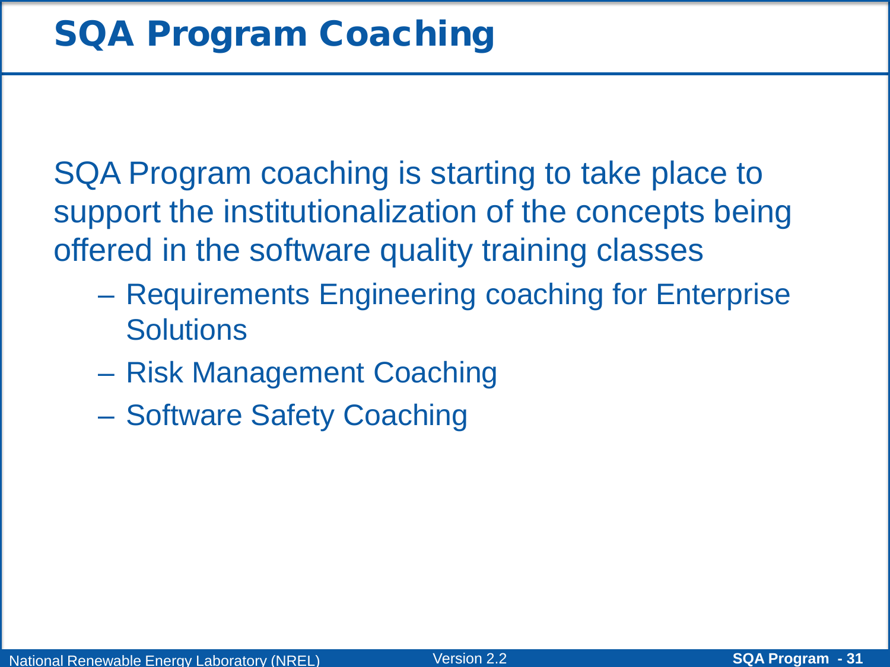# SQA Program Coaching

SQA Program coaching is starting to take place to support the institutionalization of the concepts being offered in the software quality training classes

- Requirements Engineering coaching for Enterprise Solutions
- Risk Management Coaching
- Software Safety Coaching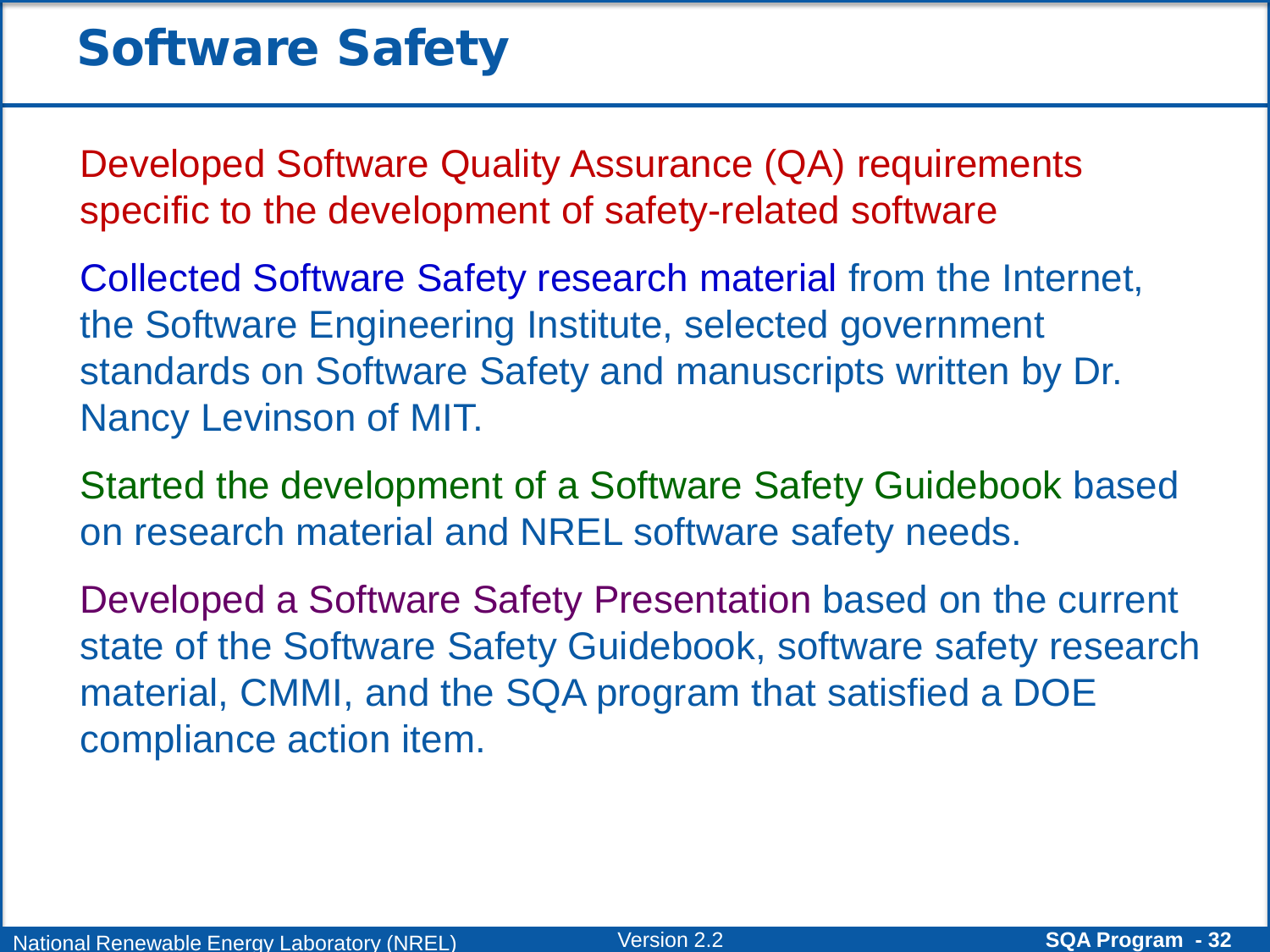# Software Safety

Developed Software Quality Assurance (QA) requirements specific to the development of safety-related software

Collected Software Safety research material from the Internet, the Software Engineering Institute, selected government standards on Software Safety and manuscripts written by Dr. Nancy Levinson of MIT.

Started the development of a Software Safety Guidebook based on research material and NREL software safety needs.

Developed a Software Safety Presentation based on the current state of the Software Safety Guidebook, software safety research material, CMMI, and the SQA program that satisfied a DOE compliance action item.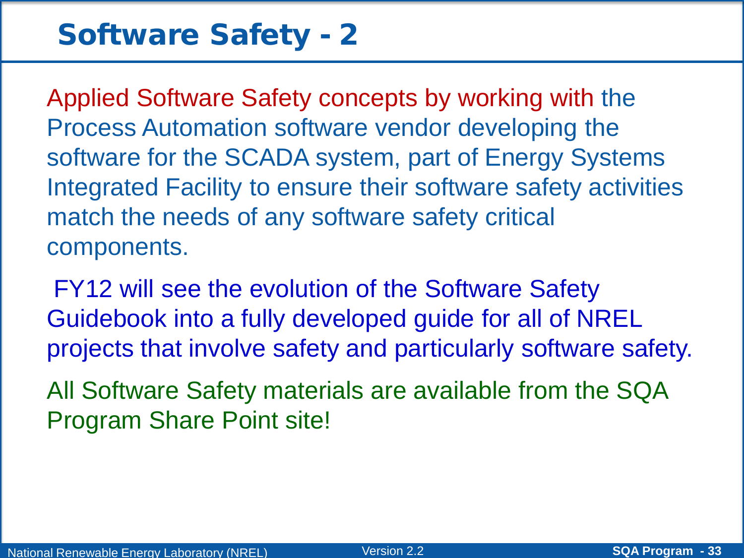# Software Safety - 2

Applied Software Safety concepts by working with the Process Automation software vendor developing the software for the SCADA system, part of Energy Systems Integrated Facility to ensure their software safety activities match the needs of any software safety critical components.

FY12 will see the evolution of the Software Safety Guidebook into a fully developed guide for all of NREL projects that involve safety and particularly software safety.

All Software Safety materials are available from the SQA Program Share Point site!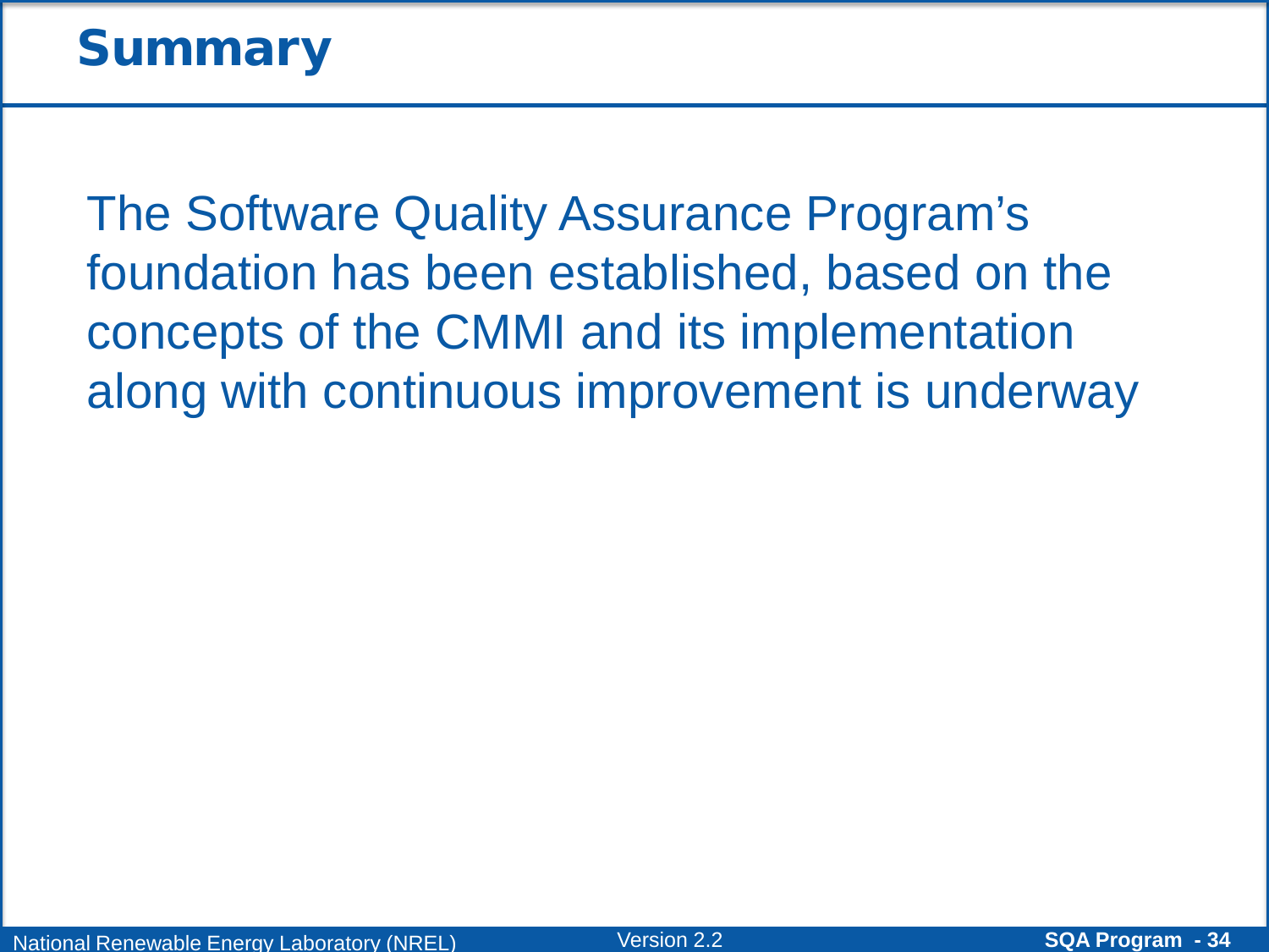# Summary

The Software Quality Assurance Program's foundation has been established, based on the concepts of the CMMI and its implementation along with continuous improvement is underway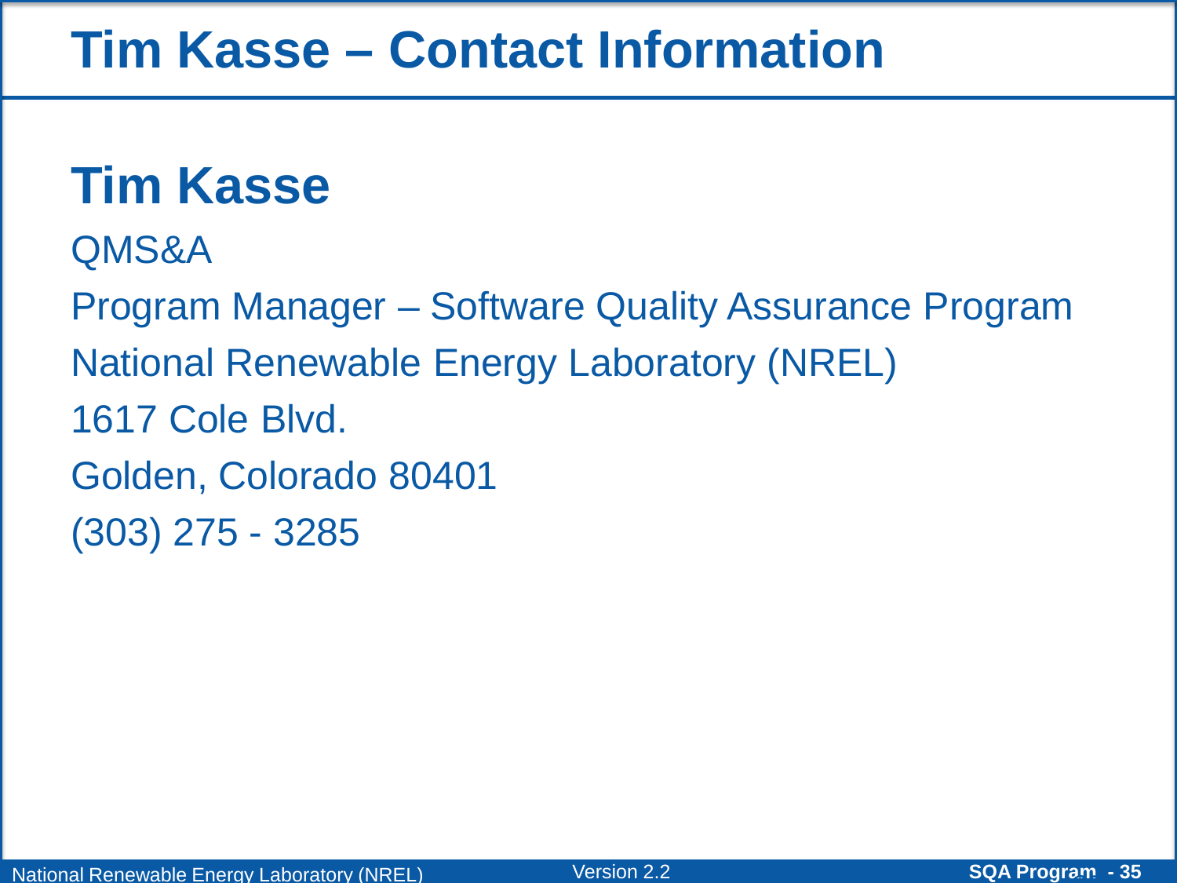# Tim Kasse – Contact Information

## Tim Kasse

QMS&A

Program Manager – Software Quality Assurance Program

National Renewable Energy Laboratory (NREL)

1617 Cole Blvd.

Golden, Colorado 80401

(303) 275 - 3285